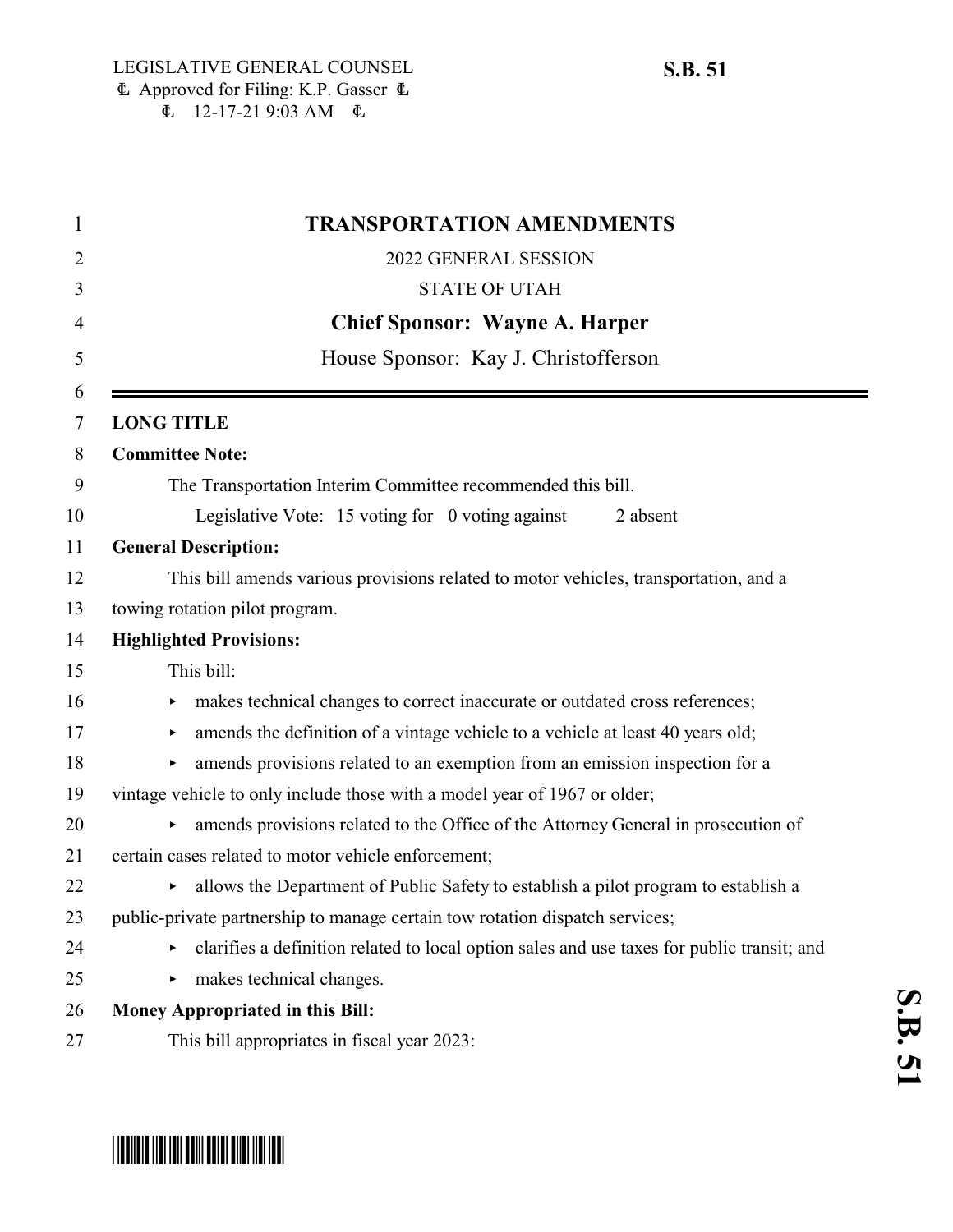LEGISLATIVE GENERAL COUNSEL
Approved for Filing: K.P. Gasser
12-17-21 9:03 AM

**S.B. 51**

# TRANSPORTATION AMENDMENTS

2022 GENERAL SESSION

STATE OF UTAH

**Chief Sponsor: Wayne A. Harper**

House Sponsor: Kay J. Christofferson

**LONG TITLE**

**Committee Note:**

The Transportation Interim Committee recommended this bill.

Legislative Vote: 15 voting for 0 voting against 2 absent

**General Description:**

This bill amends various provisions related to motor vehicles, transportation, and a towing rotation pilot program.

**Highlighted Provisions:**

This bill:

- makes technical changes to correct inaccurate or outdated cross references;
- amends the definition of a vintage vehicle to a vehicle at least 40 years old;
- amends provisions related to an exemption from an emission inspection for a vintage vehicle to only include those with a model year of 1967 or older;
- amends provisions related to the Office of the Attorney General in prosecution of certain cases related to motor vehicle enforcement;
- allows the Department of Public Safety to establish a pilot program to establish a public-private partnership to manage certain tow rotation dispatch services;
- clarifies a definition related to local option sales and use taxes for public transit; and
- makes technical changes.

**Money Appropriated in this Bill:**

This bill appropriates in fiscal year 2023: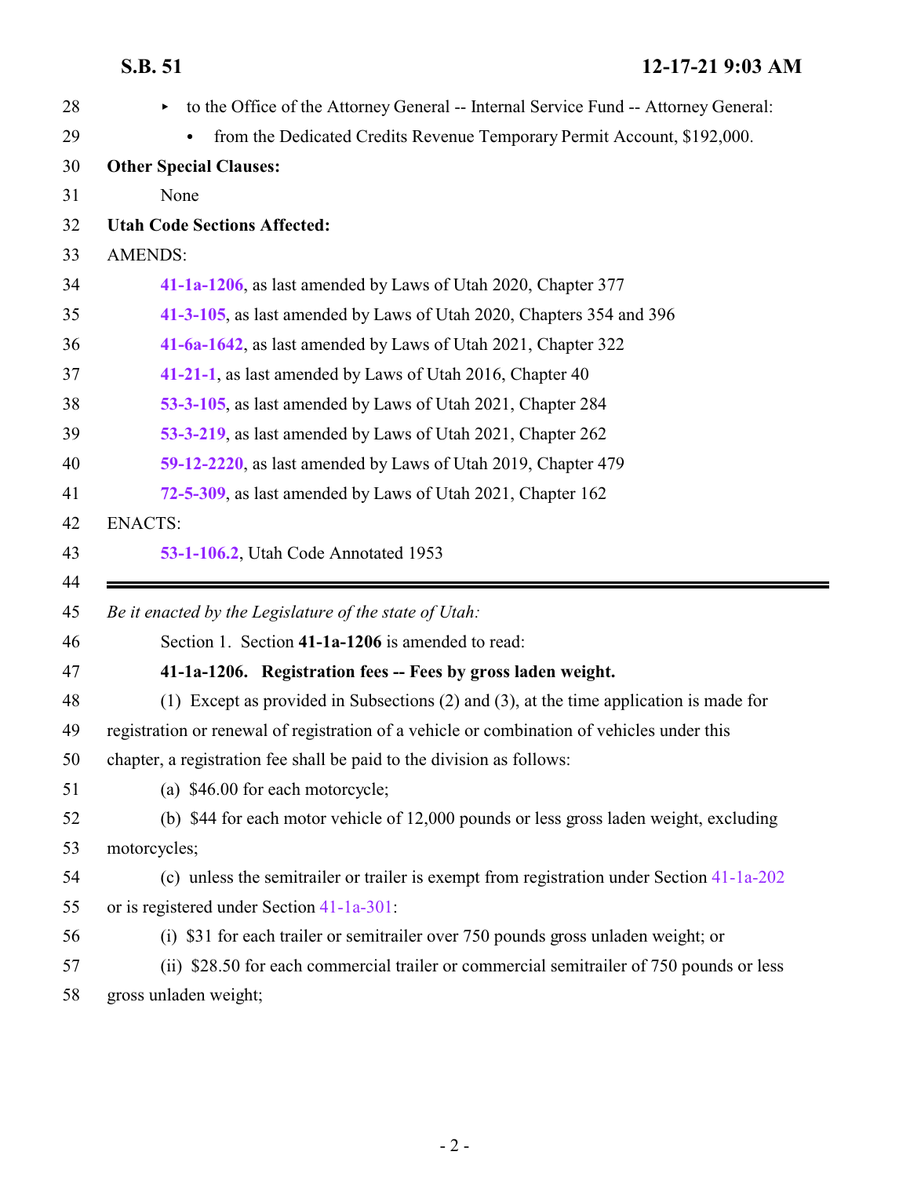▸ to the Office of the Attorney General -- Internal Service Fund -- Attorney General:

• from the Dedicated Credits Revenue Temporary Permit Account, $192,000.

**Other Special Clauses:**

None

**Utah Code Sections Affected:**

AMENDS:

**41-1a-1206**, as last amended by Laws of Utah 2020, Chapter 377

**41-3-105**, as last amended by Laws of Utah 2020, Chapters 354 and 396

**41-6a-1642**, as last amended by Laws of Utah 2021, Chapter 322

**41-21-1**, as last amended by Laws of Utah 2016, Chapter 40

**53-3-105**, as last amended by Laws of Utah 2021, Chapter 284

**53-3-219**, as last amended by Laws of Utah 2021, Chapter 262

**59-12-2220**, as last amended by Laws of Utah 2019, Chapter 479

**72-5-309**, as last amended by Laws of Utah 2021, Chapter 162

ENACTS:

**53-1-106.2**, Utah Code Annotated 1953

---

*Be it enacted by the Legislature of the state of Utah:*

Section 1. Section **41-1a-1206** is amended to read:

**41-1a-1206. Registration fees -- Fees by gross laden weight.**

(1) Except as provided in Subsections (2) and (3), at the time application is made for registration or renewal of registration of a vehicle or combination of vehicles under this chapter, a registration fee shall be paid to the division as follows:

(a) $46.00 for each motorcycle;

(b) $44 for each motor vehicle of 12,000 pounds or less gross laden weight, excluding motorcycles;

(c) unless the semitrailer or trailer is exempt from registration under Section 41-1a-202 or is registered under Section 41-1a-301:

(i) $31 for each trailer or semitrailer over 750 pounds gross unladen weight; or

(ii) $28.50 for each commercial trailer or commercial semitrailer of 750 pounds or less gross unladen weight;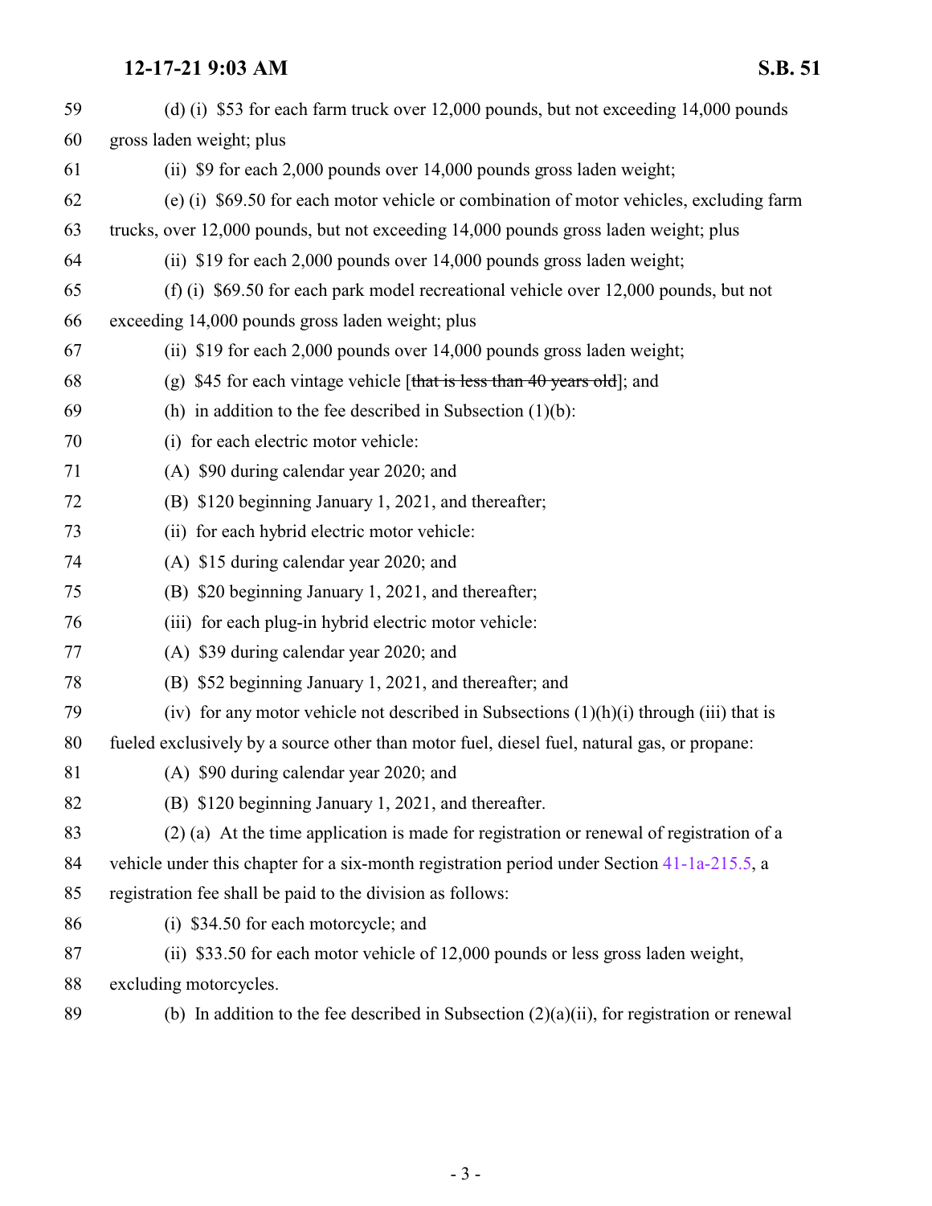59 (d) (i) $53 for each farm truck over 12,000 pounds, but not exceeding 14,000 pounds
60 gross laden weight; plus
61 (ii) $9 for each 2,000 pounds over 14,000 pounds gross laden weight;
62 (e) (i) $69.50 for each motor vehicle or combination of motor vehicles, excluding farm
63 trucks, over 12,000 pounds, but not exceeding 14,000 pounds gross laden weight; plus
64 (ii) $19 for each 2,000 pounds over 14,000 pounds gross laden weight;
65 (f) (i) $69.50 for each park model recreational vehicle over 12,000 pounds, but not
66 exceeding 14,000 pounds gross laden weight; plus
67 (ii) $19 for each 2,000 pounds over 14,000 pounds gross laden weight;
68 (g) $45 for each vintage vehicle [~~that is less than 40 years old~~]; and
69 (h) in addition to the fee described in Subsection (1)(b):
70 (i) for each electric motor vehicle:
71 (A) $90 during calendar year 2020; and
72 (B) $120 beginning January 1, 2021, and thereafter;
73 (ii) for each hybrid electric motor vehicle:
74 (A) $15 during calendar year 2020; and
75 (B) $20 beginning January 1, 2021, and thereafter;
76 (iii) for each plug-in hybrid electric motor vehicle:
77 (A) $39 during calendar year 2020; and
78 (B) $52 beginning January 1, 2021, and thereafter; and
79 (iv) for any motor vehicle not described in Subsections (1)(h)(i) through (iii) that is
80 fueled exclusively by a source other than motor fuel, diesel fuel, natural gas, or propane:
81 (A) $90 during calendar year 2020; and
82 (B) $120 beginning January 1, 2021, and thereafter.
83 (2) (a) At the time application is made for registration or renewal of registration of a
84 vehicle under this chapter for a six-month registration period under Section 41-1a-215.5, a
85 registration fee shall be paid to the division as follows:
86 (i) $34.50 for each motorcycle; and
87 (ii) $33.50 for each motor vehicle of 12,000 pounds or less gross laden weight,
88 excluding motorcycles.
89 (b) In addition to the fee described in Subsection (2)(a)(ii), for registration or renewal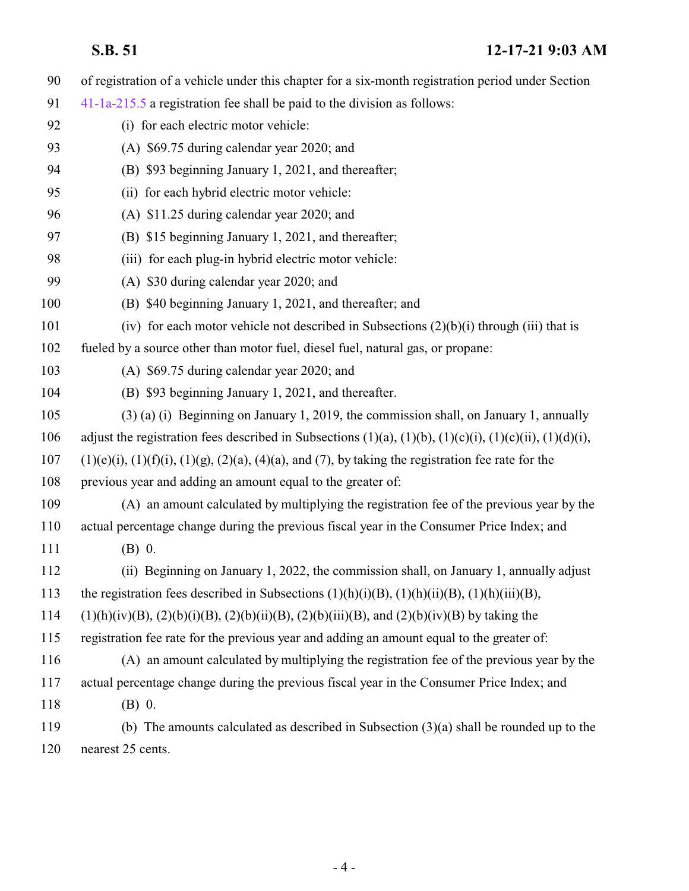of registration of a vehicle under this chapter for a six-month registration period under Section 41-1a-215.5 a registration fee shall be paid to the division as follows:

(i) for each electric motor vehicle:

(A) $69.75 during calendar year 2020; and

(B) $93 beginning January 1, 2021, and thereafter;

(ii) for each hybrid electric motor vehicle:

(A) $11.25 during calendar year 2020; and

(B) $15 beginning January 1, 2021, and thereafter;

(iii) for each plug-in hybrid electric motor vehicle:

(A) $30 during calendar year 2020; and

(B) $40 beginning January 1, 2021, and thereafter; and

(iv) for each motor vehicle not described in Subsections (2)(b)(i) through (iii) that is fueled by a source other than motor fuel, diesel fuel, natural gas, or propane:

(A) $69.75 during calendar year 2020; and

(B) $93 beginning January 1, 2021, and thereafter.

(3) (a) (i) Beginning on January 1, 2019, the commission shall, on January 1, annually adjust the registration fees described in Subsections (1)(a), (1)(b), (1)(c)(i), (1)(c)(ii), (1)(d)(i), (1)(e)(i), (1)(f)(i), (1)(g), (2)(a), (4)(a), and (7), by taking the registration fee rate for the previous year and adding an amount equal to the greater of:

(A) an amount calculated by multiplying the registration fee of the previous year by the actual percentage change during the previous fiscal year in the Consumer Price Index; and

(B) 0.

(ii) Beginning on January 1, 2022, the commission shall, on January 1, annually adjust the registration fees described in Subsections (1)(h)(i)(B), (1)(h)(ii)(B), (1)(h)(iii)(B), (1)(h)(iv)(B), (2)(b)(i)(B), (2)(b)(ii)(B), (2)(b)(iii)(B), and (2)(b)(iv)(B) by taking the registration fee rate for the previous year and adding an amount equal to the greater of:

(A) an amount calculated by multiplying the registration fee of the previous year by the actual percentage change during the previous fiscal year in the Consumer Price Index; and

(B) 0.

(b) The amounts calculated as described in Subsection (3)(a) shall be rounded up to the nearest 25 cents.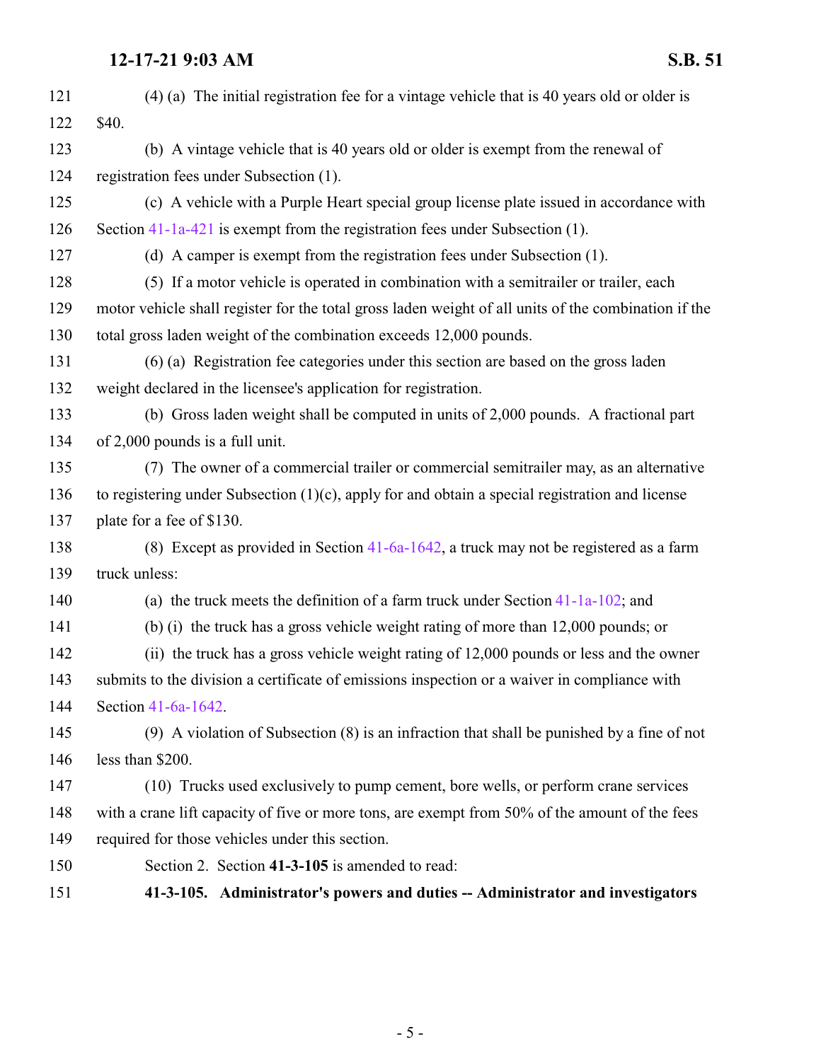(4) (a) The initial registration fee for a vintage vehicle that is 40 years old or older is $40.

(b) A vintage vehicle that is 40 years old or older is exempt from the renewal of registration fees under Subsection (1).

(c) A vehicle with a Purple Heart special group license plate issued in accordance with Section 41-1a-421 is exempt from the registration fees under Subsection (1).

(d) A camper is exempt from the registration fees under Subsection (1).

(5) If a motor vehicle is operated in combination with a semitrailer or trailer, each motor vehicle shall register for the total gross laden weight of all units of the combination if the total gross laden weight of the combination exceeds 12,000 pounds.

(6) (a) Registration fee categories under this section are based on the gross laden weight declared in the licensee's application for registration.

(b) Gross laden weight shall be computed in units of 2,000 pounds. A fractional part of 2,000 pounds is a full unit.

(7) The owner of a commercial trailer or commercial semitrailer may, as an alternative to registering under Subsection (1)(c), apply for and obtain a special registration and license plate for a fee of $130.

(8) Except as provided in Section 41-6a-1642, a truck may not be registered as a farm truck unless:

(a) the truck meets the definition of a farm truck under Section 41-1a-102; and

(b) (i) the truck has a gross vehicle weight rating of more than 12,000 pounds; or

(ii) the truck has a gross vehicle weight rating of 12,000 pounds or less and the owner submits to the division a certificate of emissions inspection or a waiver in compliance with Section 41-6a-1642.

(9) A violation of Subsection (8) is an infraction that shall be punished by a fine of not less than $200.

(10) Trucks used exclusively to pump cement, bore wells, or perform crane services with a crane lift capacity of five or more tons, are exempt from 50% of the amount of the fees required for those vehicles under this section.

Section 2. Section **41-3-105** is amended to read:

**41-3-105. Administrator's powers and duties -- Administrator and investigators**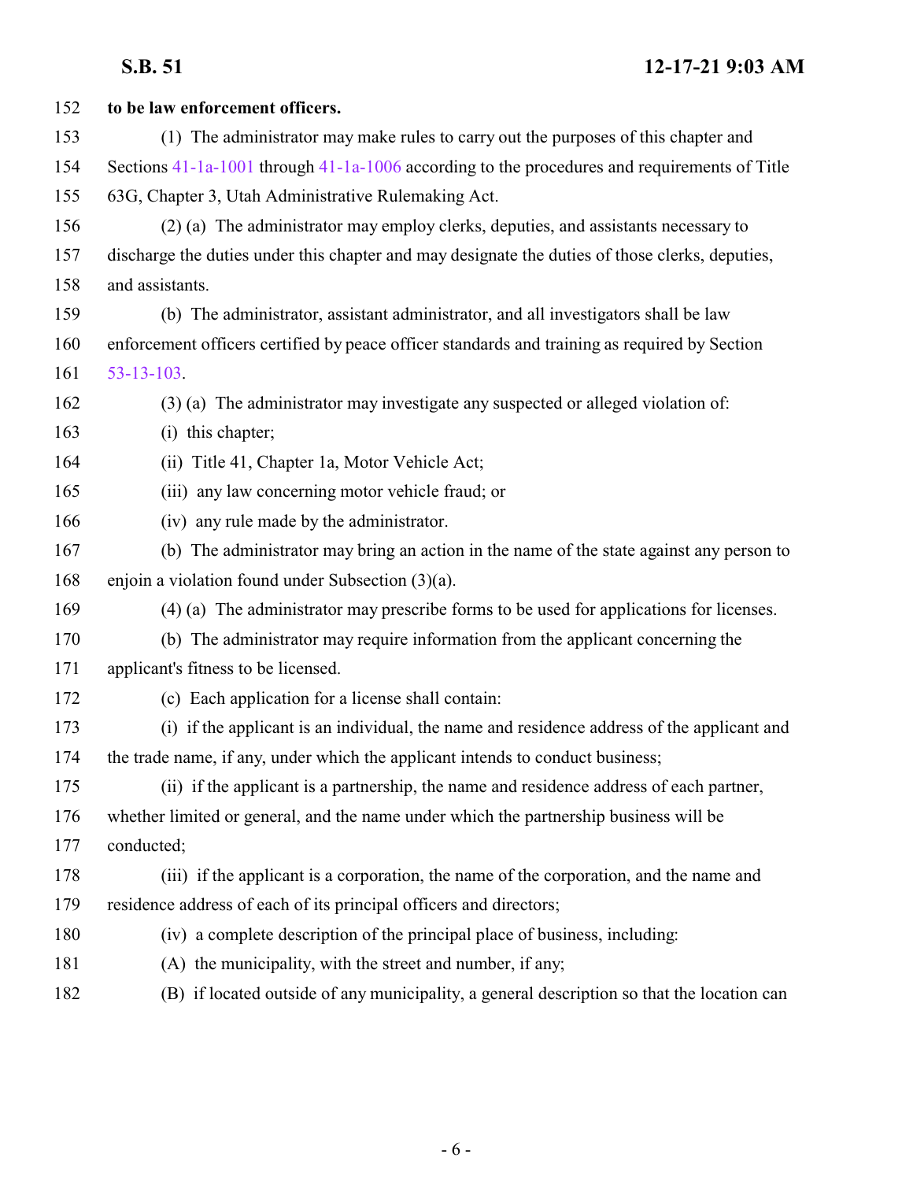**to be law enforcement officers.**

(1) The administrator may make rules to carry out the purposes of this chapter and Sections 41-1a-1001 through 41-1a-1006 according to the procedures and requirements of Title 63G, Chapter 3, Utah Administrative Rulemaking Act.

(2) (a) The administrator may employ clerks, deputies, and assistants necessary to discharge the duties under this chapter and may designate the duties of those clerks, deputies, and assistants.

(b) The administrator, assistant administrator, and all investigators shall be law enforcement officers certified by peace officer standards and training as required by Section 53-13-103.

(3) (a) The administrator may investigate any suspected or alleged violation of:

(i) this chapter;

(ii) Title 41, Chapter 1a, Motor Vehicle Act;

(iii) any law concerning motor vehicle fraud; or

(iv) any rule made by the administrator.

(b) The administrator may bring an action in the name of the state against any person to enjoin a violation found under Subsection (3)(a).

(4) (a) The administrator may prescribe forms to be used for applications for licenses.

(b) The administrator may require information from the applicant concerning the applicant's fitness to be licensed.

(c) Each application for a license shall contain:

(i) if the applicant is an individual, the name and residence address of the applicant and the trade name, if any, under which the applicant intends to conduct business;

(ii) if the applicant is a partnership, the name and residence address of each partner, whether limited or general, and the name under which the partnership business will be conducted;

(iii) if the applicant is a corporation, the name of the corporation, and the name and residence address of each of its principal officers and directors;

(iv) a complete description of the principal place of business, including:

(A) the municipality, with the street and number, if any;

(B) if located outside of any municipality, a general description so that the location can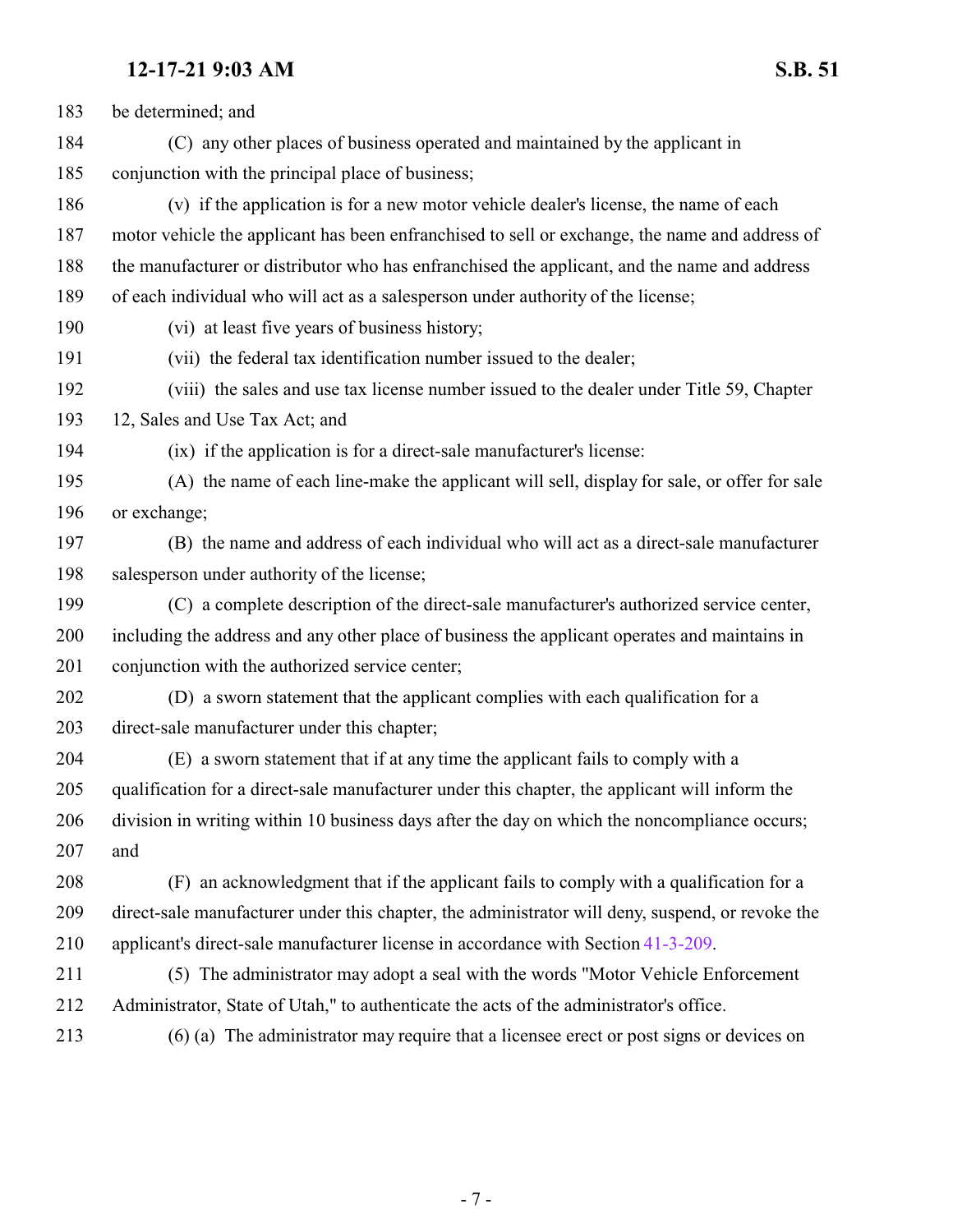183 be determined; and

184 (C) any other places of business operated and maintained by the applicant in

185 conjunction with the principal place of business;

186 (v) if the application is for a new motor vehicle dealer's license, the name of each

187 motor vehicle the applicant has been enfranchised to sell or exchange, the name and address of

188 the manufacturer or distributor who has enfranchised the applicant, and the name and address

189 of each individual who will act as a salesperson under authority of the license;

190 (vi) at least five years of business history;

191 (vii) the federal tax identification number issued to the dealer;

192 (viii) the sales and use tax license number issued to the dealer under Title 59, Chapter

193 12, Sales and Use Tax Act; and

194 (ix) if the application is for a direct-sale manufacturer's license:

195 (A) the name of each line-make the applicant will sell, display for sale, or offer for sale

196 or exchange;

197 (B) the name and address of each individual who will act as a direct-sale manufacturer

198 salesperson under authority of the license;

199 (C) a complete description of the direct-sale manufacturer's authorized service center,

200 including the address and any other place of business the applicant operates and maintains in

201 conjunction with the authorized service center;

202 (D) a sworn statement that the applicant complies with each qualification for a

203 direct-sale manufacturer under this chapter;

204 (E) a sworn statement that if at any time the applicant fails to comply with a

205 qualification for a direct-sale manufacturer under this chapter, the applicant will inform the

206 division in writing within 10 business days after the day on which the noncompliance occurs;

207 and

208 (F) an acknowledgment that if the applicant fails to comply with a qualification for a

209 direct-sale manufacturer under this chapter, the administrator will deny, suspend, or revoke the

210 applicant's direct-sale manufacturer license in accordance with Section 41-3-209.

211 (5) The administrator may adopt a seal with the words "Motor Vehicle Enforcement

212 Administrator, State of Utah," to authenticate the acts of the administrator's office.

213 (6) (a) The administrator may require that a licensee erect or post signs or devices on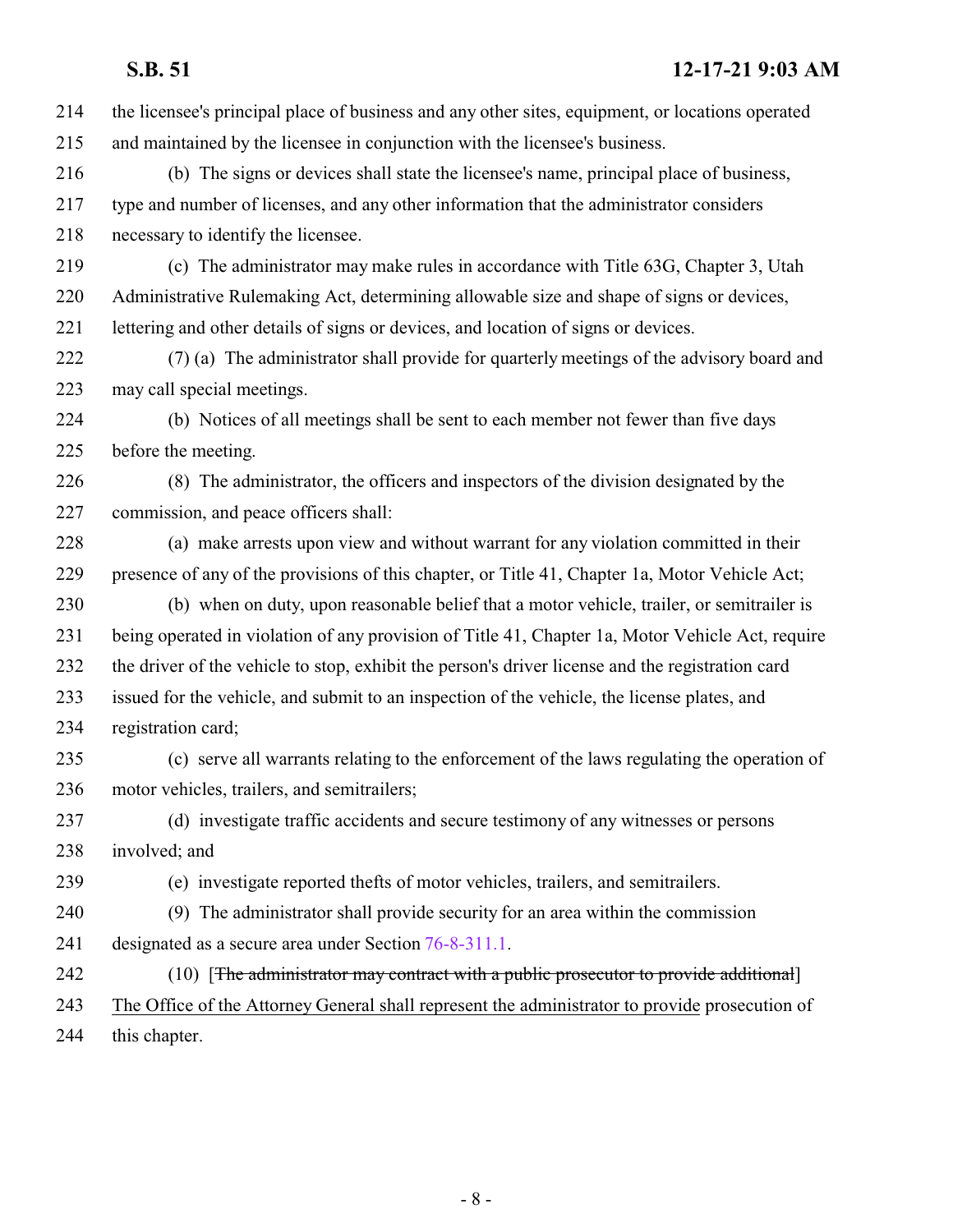the licensee's principal place of business and any other sites, equipment, or locations operated and maintained by the licensee in conjunction with the licensee's business.

(b) The signs or devices shall state the licensee's name, principal place of business, type and number of licenses, and any other information that the administrator considers necessary to identify the licensee.

(c) The administrator may make rules in accordance with Title 63G, Chapter 3, Utah Administrative Rulemaking Act, determining allowable size and shape of signs or devices, lettering and other details of signs or devices, and location of signs or devices.

(7) (a) The administrator shall provide for quarterly meetings of the advisory board and may call special meetings.

(b) Notices of all meetings shall be sent to each member not fewer than five days before the meeting.

(8) The administrator, the officers and inspectors of the division designated by the commission, and peace officers shall:

(a) make arrests upon view and without warrant for any violation committed in their presence of any of the provisions of this chapter, or Title 41, Chapter 1a, Motor Vehicle Act;

(b) when on duty, upon reasonable belief that a motor vehicle, trailer, or semitrailer is being operated in violation of any provision of Title 41, Chapter 1a, Motor Vehicle Act, require the driver of the vehicle to stop, exhibit the person's driver license and the registration card issued for the vehicle, and submit to an inspection of the vehicle, the license plates, and registration card;

(c) serve all warrants relating to the enforcement of the laws regulating the operation of motor vehicles, trailers, and semitrailers;

(d) investigate traffic accidents and secure testimony of any witnesses or persons involved; and

(e) investigate reported thefts of motor vehicles, trailers, and semitrailers.

(9) The administrator shall provide security for an area within the commission designated as a secure area under Section 76-8-311.1.

(10) [~~The administrator may contract with a public prosecutor to provide additional~~] The Office of the Attorney General shall represent the administrator to provide prosecution of this chapter.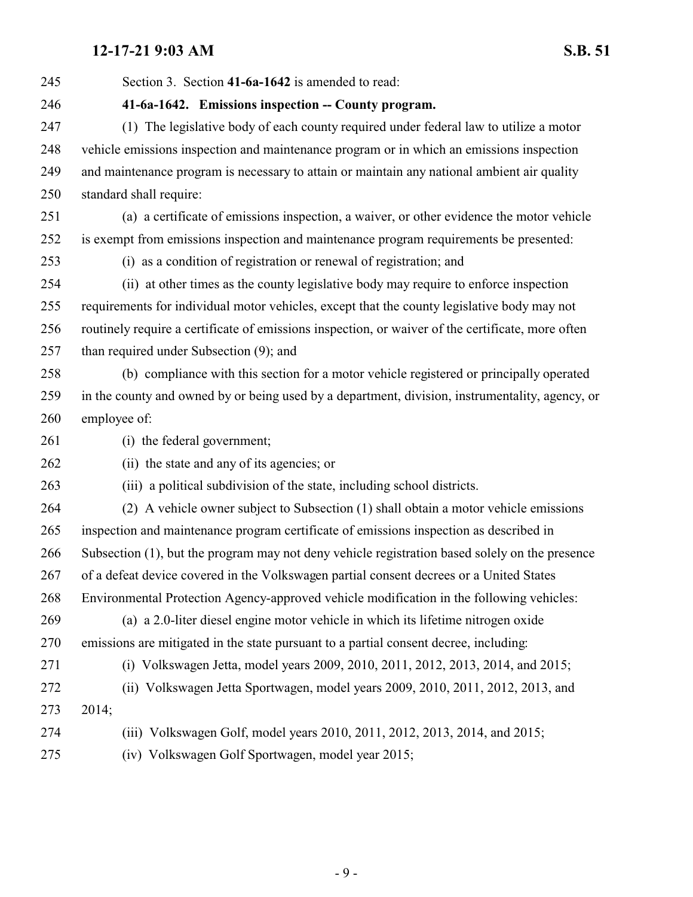Section 3. Section **41-6a-1642** is amended to read:

**41-6a-1642. Emissions inspection -- County program.**

(1) The legislative body of each county required under federal law to utilize a motor vehicle emissions inspection and maintenance program or in which an emissions inspection and maintenance program is necessary to attain or maintain any national ambient air quality standard shall require:

(a) a certificate of emissions inspection, a waiver, or other evidence the motor vehicle is exempt from emissions inspection and maintenance program requirements be presented:

(i) as a condition of registration or renewal of registration; and

(ii) at other times as the county legislative body may require to enforce inspection requirements for individual motor vehicles, except that the county legislative body may not routinely require a certificate of emissions inspection, or waiver of the certificate, more often than required under Subsection (9); and

(b) compliance with this section for a motor vehicle registered or principally operated in the county and owned by or being used by a department, division, instrumentality, agency, or employee of:

(i) the federal government;

(ii) the state and any of its agencies; or

(iii) a political subdivision of the state, including school districts.

(2) A vehicle owner subject to Subsection (1) shall obtain a motor vehicle emissions inspection and maintenance program certificate of emissions inspection as described in Subsection (1), but the program may not deny vehicle registration based solely on the presence of a defeat device covered in the Volkswagen partial consent decrees or a United States Environmental Protection Agency-approved vehicle modification in the following vehicles:

(a) a 2.0-liter diesel engine motor vehicle in which its lifetime nitrogen oxide emissions are mitigated in the state pursuant to a partial consent decree, including:

(i) Volkswagen Jetta, model years 2009, 2010, 2011, 2012, 2013, 2014, and 2015;

(ii) Volkswagen Jetta Sportwagen, model years 2009, 2010, 2011, 2012, 2013, and 2014;

(iii) Volkswagen Golf, model years 2010, 2011, 2012, 2013, 2014, and 2015;

(iv) Volkswagen Golf Sportwagen, model year 2015;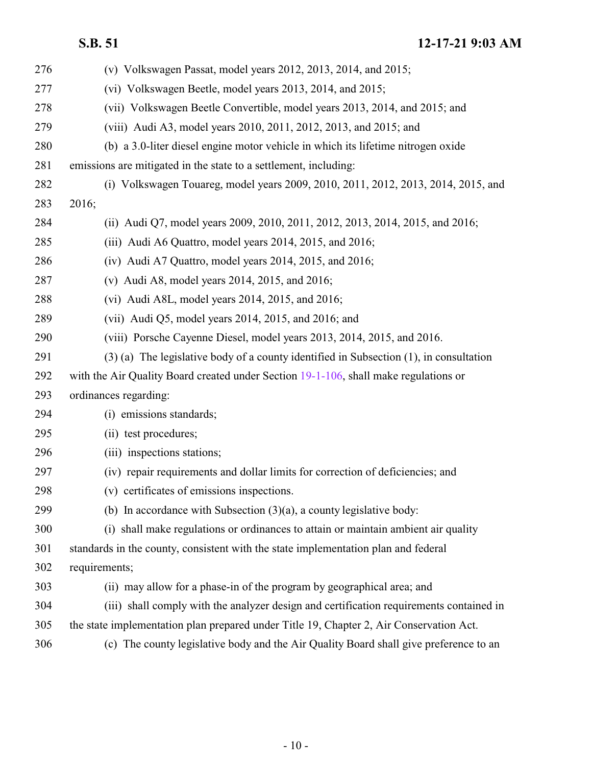(v) Volkswagen Passat, model years 2012, 2013, 2014, and 2015;

(vi) Volkswagen Beetle, model years 2013, 2014, and 2015;

(vii) Volkswagen Beetle Convertible, model years 2013, 2014, and 2015; and

(viii) Audi A3, model years 2010, 2011, 2012, 2013, and 2015; and

(b) a 3.0-liter diesel engine motor vehicle in which its lifetime nitrogen oxide emissions are mitigated in the state to a settlement, including:

(i) Volkswagen Touareg, model years 2009, 2010, 2011, 2012, 2013, 2014, 2015, and 2016;

(ii) Audi Q7, model years 2009, 2010, 2011, 2012, 2013, 2014, 2015, and 2016;

(iii) Audi A6 Quattro, model years 2014, 2015, and 2016;

(iv) Audi A7 Quattro, model years 2014, 2015, and 2016;

(v) Audi A8, model years 2014, 2015, and 2016;

(vi) Audi A8L, model years 2014, 2015, and 2016;

(vii) Audi Q5, model years 2014, 2015, and 2016; and

(viii) Porsche Cayenne Diesel, model years 2013, 2014, 2015, and 2016.

(3) (a) The legislative body of a county identified in Subsection (1), in consultation with the Air Quality Board created under Section 19-1-106, shall make regulations or ordinances regarding:

(i) emissions standards;

(ii) test procedures;

(iii) inspections stations;

(iv) repair requirements and dollar limits for correction of deficiencies; and

(v) certificates of emissions inspections.

(b) In accordance with Subsection (3)(a), a county legislative body:

(i) shall make regulations or ordinances to attain or maintain ambient air quality standards in the county, consistent with the state implementation plan and federal requirements;

(ii) may allow for a phase-in of the program by geographical area; and

(iii) shall comply with the analyzer design and certification requirements contained in the state implementation plan prepared under Title 19, Chapter 2, Air Conservation Act.

(c) The county legislative body and the Air Quality Board shall give preference to an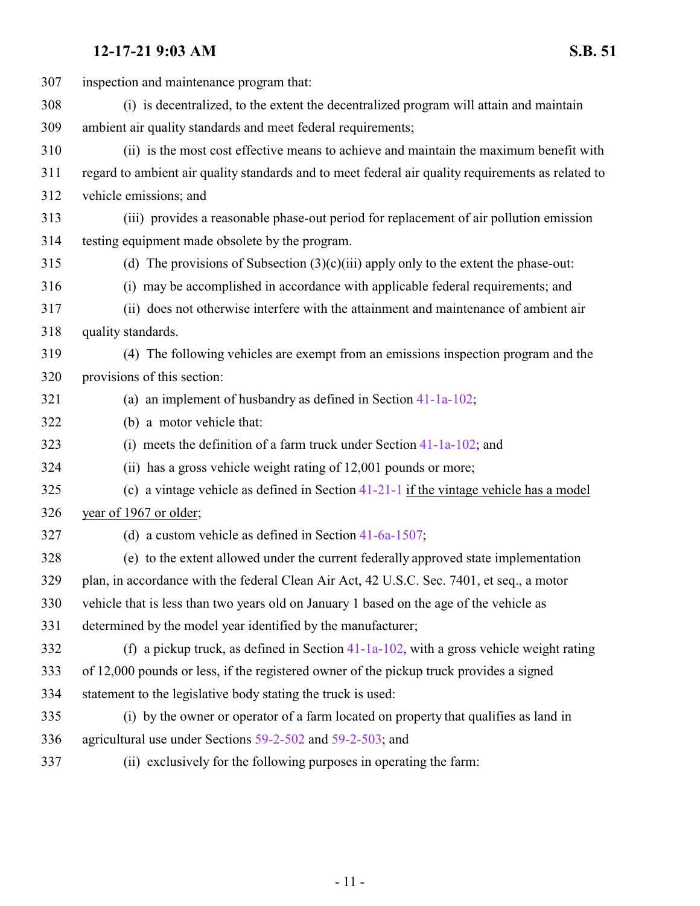inspection and maintenance program that:

(i) is decentralized, to the extent the decentralized program will attain and maintain ambient air quality standards and meet federal requirements;

(ii) is the most cost effective means to achieve and maintain the maximum benefit with regard to ambient air quality standards and to meet federal air quality requirements as related to vehicle emissions; and

(iii) provides a reasonable phase-out period for replacement of air pollution emission testing equipment made obsolete by the program.

(d) The provisions of Subsection (3)(c)(iii) apply only to the extent the phase-out:

(i) may be accomplished in accordance with applicable federal requirements; and

(ii) does not otherwise interfere with the attainment and maintenance of ambient air quality standards.

(4) The following vehicles are exempt from an emissions inspection program and the provisions of this section:

(a) an implement of husbandry as defined in Section 41-1a-102;

(b) a motor vehicle that:

(i) meets the definition of a farm truck under Section 41-1a-102; and

(ii) has a gross vehicle weight rating of 12,001 pounds or more;

(c) a vintage vehicle as defined in Section 41-21-1 <u>if the vintage vehicle has a model year of 1967 or older</u>;

(d) a custom vehicle as defined in Section 41-6a-1507;

(e) to the extent allowed under the current federally approved state implementation plan, in accordance with the federal Clean Air Act, 42 U.S.C. Sec. 7401, et seq., a motor vehicle that is less than two years old on January 1 based on the age of the vehicle as determined by the model year identified by the manufacturer;

(f) a pickup truck, as defined in Section 41-1a-102, with a gross vehicle weight rating of 12,000 pounds or less, if the registered owner of the pickup truck provides a signed statement to the legislative body stating the truck is used:

(i) by the owner or operator of a farm located on property that qualifies as land in agricultural use under Sections 59-2-502 and 59-2-503; and

(ii) exclusively for the following purposes in operating the farm: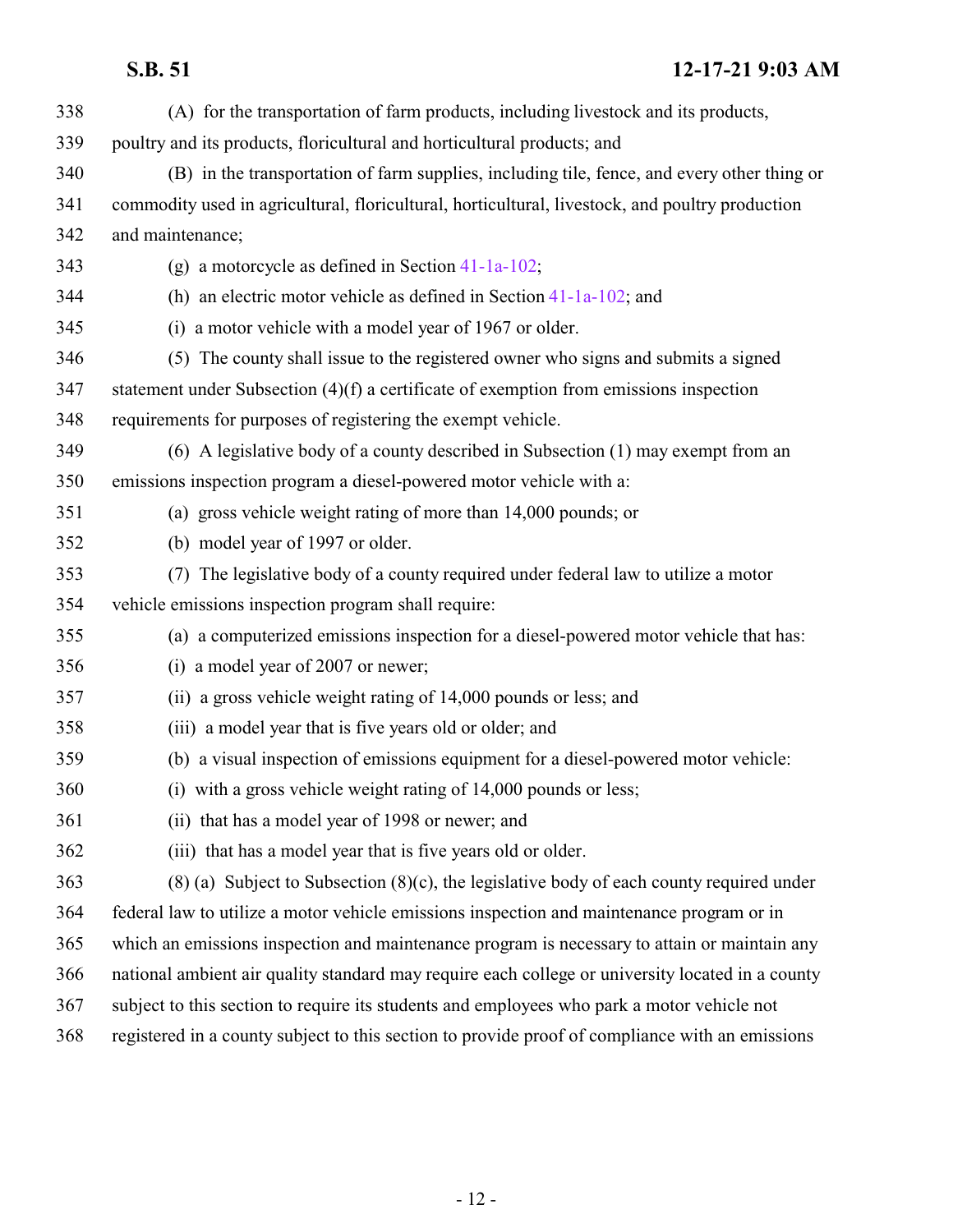(A) for the transportation of farm products, including livestock and its products, poultry and its products, floricultural and horticultural products; and

(B) in the transportation of farm supplies, including tile, fence, and every other thing or commodity used in agricultural, floricultural, horticultural, livestock, and poultry production and maintenance;

(g) a motorcycle as defined in Section 41-1a-102;

(h) an electric motor vehicle as defined in Section 41-1a-102; and

(i) a motor vehicle with a model year of 1967 or older.

(5) The county shall issue to the registered owner who signs and submits a signed statement under Subsection (4)(f) a certificate of exemption from emissions inspection requirements for purposes of registering the exempt vehicle.

(6) A legislative body of a county described in Subsection (1) may exempt from an emissions inspection program a diesel-powered motor vehicle with a:

(a) gross vehicle weight rating of more than 14,000 pounds; or

(b) model year of 1997 or older.

(7) The legislative body of a county required under federal law to utilize a motor vehicle emissions inspection program shall require:

(a) a computerized emissions inspection for a diesel-powered motor vehicle that has:

(i) a model year of 2007 or newer;

(ii) a gross vehicle weight rating of 14,000 pounds or less; and

(iii) a model year that is five years old or older; and

(b) a visual inspection of emissions equipment for a diesel-powered motor vehicle:

(i) with a gross vehicle weight rating of 14,000 pounds or less;

(ii) that has a model year of 1998 or newer; and

(iii) that has a model year that is five years old or older.

(8) (a) Subject to Subsection (8)(c), the legislative body of each county required under federal law to utilize a motor vehicle emissions inspection and maintenance program or in which an emissions inspection and maintenance program is necessary to attain or maintain any national ambient air quality standard may require each college or university located in a county subject to this section to require its students and employees who park a motor vehicle not registered in a county subject to this section to provide proof of compliance with an emissions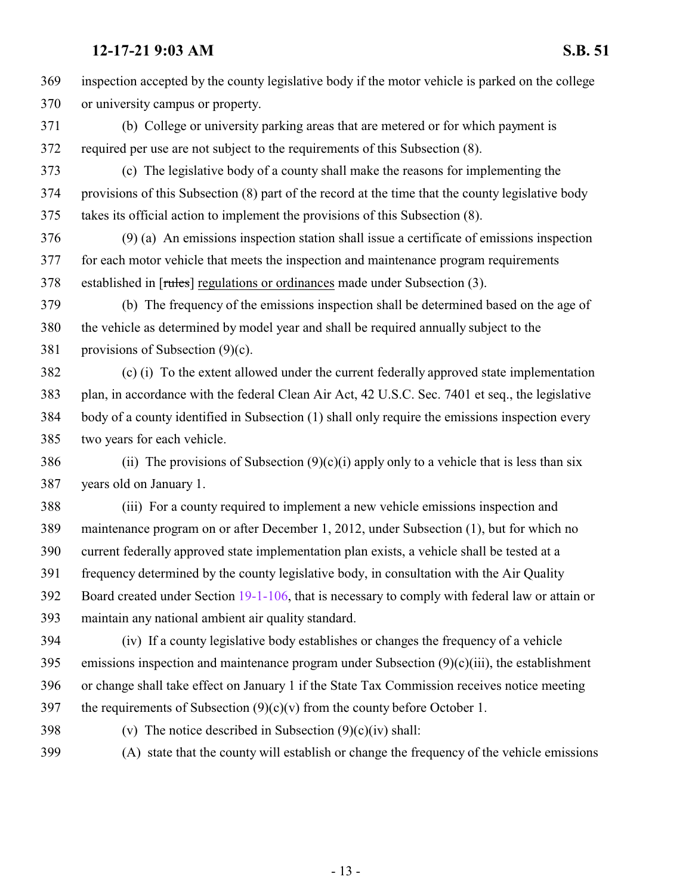inspection accepted by the county legislative body if the motor vehicle is parked on the college or university campus or property.

(b) College or university parking areas that are metered or for which payment is required per use are not subject to the requirements of this Subsection (8).

(c) The legislative body of a county shall make the reasons for implementing the provisions of this Subsection (8) part of the record at the time that the county legislative body takes its official action to implement the provisions of this Subsection (8).

(9) (a) An emissions inspection station shall issue a certificate of emissions inspection for each motor vehicle that meets the inspection and maintenance program requirements established in [~~rules~~] regulations or ordinances made under Subsection (3).

(b) The frequency of the emissions inspection shall be determined based on the age of the vehicle as determined by model year and shall be required annually subject to the provisions of Subsection (9)(c).

(c) (i) To the extent allowed under the current federally approved state implementation plan, in accordance with the federal Clean Air Act, 42 U.S.C. Sec. 7401 et seq., the legislative body of a county identified in Subsection (1) shall only require the emissions inspection every two years for each vehicle.

(ii) The provisions of Subsection (9)(c)(i) apply only to a vehicle that is less than six years old on January 1.

(iii) For a county required to implement a new vehicle emissions inspection and maintenance program on or after December 1, 2012, under Subsection (1), but for which no current federally approved state implementation plan exists, a vehicle shall be tested at a frequency determined by the county legislative body, in consultation with the Air Quality Board created under Section 19-1-106, that is necessary to comply with federal law or attain or maintain any national ambient air quality standard.

(iv) If a county legislative body establishes or changes the frequency of a vehicle emissions inspection and maintenance program under Subsection (9)(c)(iii), the establishment or change shall take effect on January 1 if the State Tax Commission receives notice meeting the requirements of Subsection (9)(c)(v) from the county before October 1.

(v) The notice described in Subsection (9)(c)(iv) shall:

(A) state that the county will establish or change the frequency of the vehicle emissions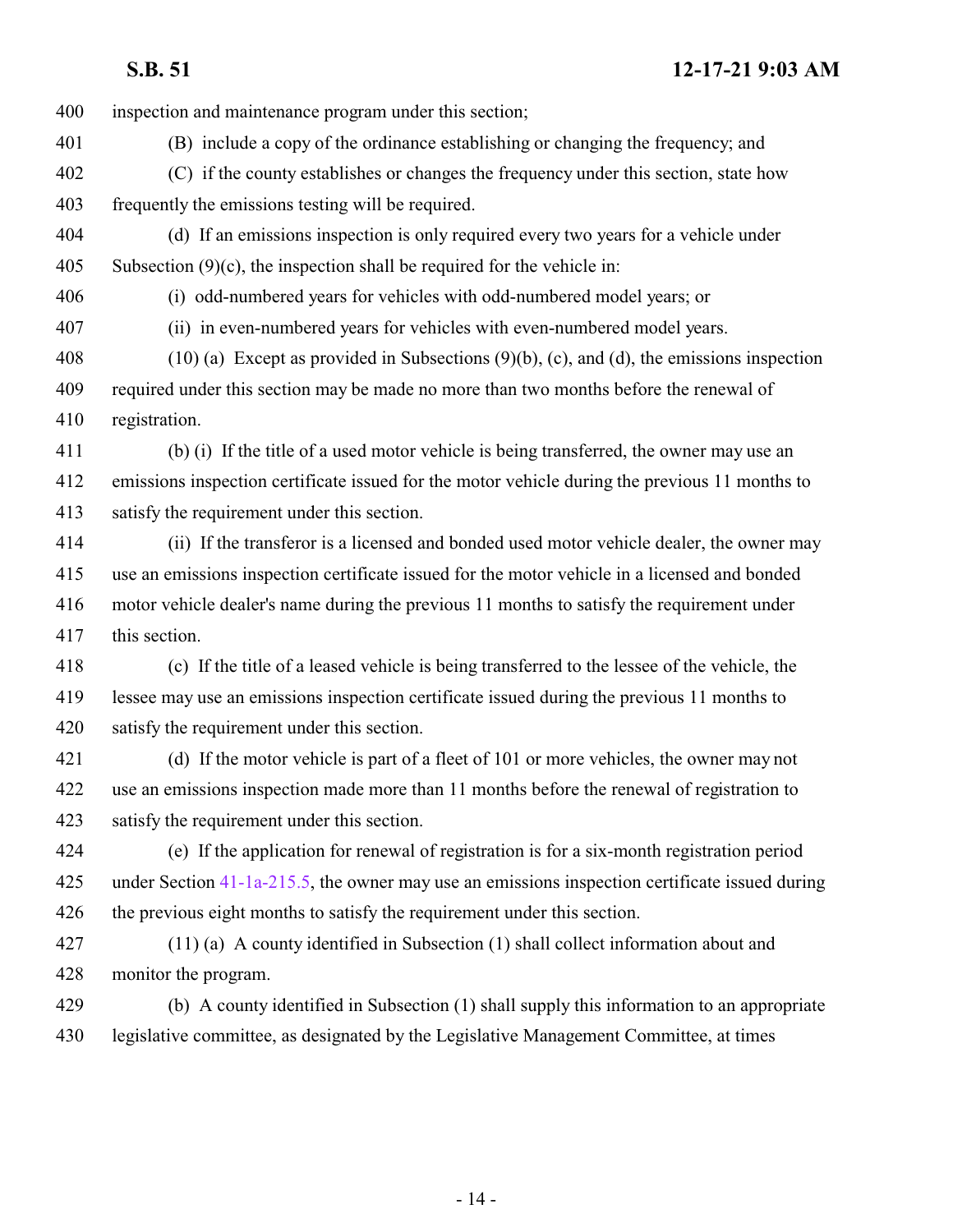inspection and maintenance program under this section;

(B) include a copy of the ordinance establishing or changing the frequency; and

(C) if the county establishes or changes the frequency under this section, state how frequently the emissions testing will be required.

(d) If an emissions inspection is only required every two years for a vehicle under Subsection (9)(c), the inspection shall be required for the vehicle in:

(i) odd-numbered years for vehicles with odd-numbered model years; or

(ii) in even-numbered years for vehicles with even-numbered model years.

(10) (a) Except as provided in Subsections (9)(b), (c), and (d), the emissions inspection required under this section may be made no more than two months before the renewal of registration.

(b) (i) If the title of a used motor vehicle is being transferred, the owner may use an emissions inspection certificate issued for the motor vehicle during the previous 11 months to satisfy the requirement under this section.

(ii) If the transferor is a licensed and bonded used motor vehicle dealer, the owner may use an emissions inspection certificate issued for the motor vehicle in a licensed and bonded motor vehicle dealer's name during the previous 11 months to satisfy the requirement under this section.

(c) If the title of a leased vehicle is being transferred to the lessee of the vehicle, the lessee may use an emissions inspection certificate issued during the previous 11 months to satisfy the requirement under this section.

(d) If the motor vehicle is part of a fleet of 101 or more vehicles, the owner may not use an emissions inspection made more than 11 months before the renewal of registration to satisfy the requirement under this section.

(e) If the application for renewal of registration is for a six-month registration period under Section 41-1a-215.5, the owner may use an emissions inspection certificate issued during the previous eight months to satisfy the requirement under this section.

(11) (a) A county identified in Subsection (1) shall collect information about and monitor the program.

(b) A county identified in Subsection (1) shall supply this information to an appropriate legislative committee, as designated by the Legislative Management Committee, at times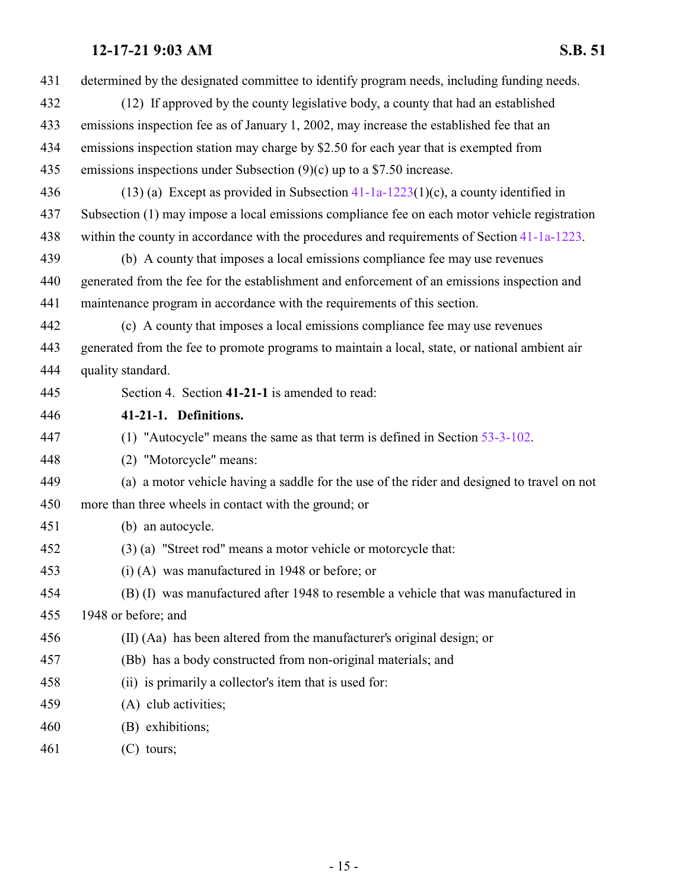determined by the designated committee to identify program needs, including funding needs.

(12) If approved by the county legislative body, a county that had an established emissions inspection fee as of January 1, 2002, may increase the established fee that an emissions inspection station may charge by $2.50 for each year that is exempted from emissions inspections under Subsection (9)(c) up to a $7.50 increase.

(13) (a) Except as provided in Subsection 41-1a-1223(1)(c), a county identified in Subsection (1) may impose a local emissions compliance fee on each motor vehicle registration within the county in accordance with the procedures and requirements of Section 41-1a-1223.

(b) A county that imposes a local emissions compliance fee may use revenues generated from the fee for the establishment and enforcement of an emissions inspection and maintenance program in accordance with the requirements of this section.

(c) A county that imposes a local emissions compliance fee may use revenues generated from the fee to promote programs to maintain a local, state, or national ambient air quality standard.

Section 4. Section **41-21-1** is amended to read:

**41-21-1. Definitions.**

(1) "Autocycle" means the same as that term is defined in Section 53-3-102.

(2) "Motorcycle" means:

(a) a motor vehicle having a saddle for the use of the rider and designed to travel on not more than three wheels in contact with the ground; or

(b) an autocycle.

(3) (a) "Street rod" means a motor vehicle or motorcycle that:

(i) (A) was manufactured in 1948 or before; or

(B) (I) was manufactured after 1948 to resemble a vehicle that was manufactured in 1948 or before; and

(II) (Aa) has been altered from the manufacturer's original design; or

(Bb) has a body constructed from non-original materials; and

(ii) is primarily a collector's item that is used for:

(A) club activities;

(B) exhibitions;

(C) tours;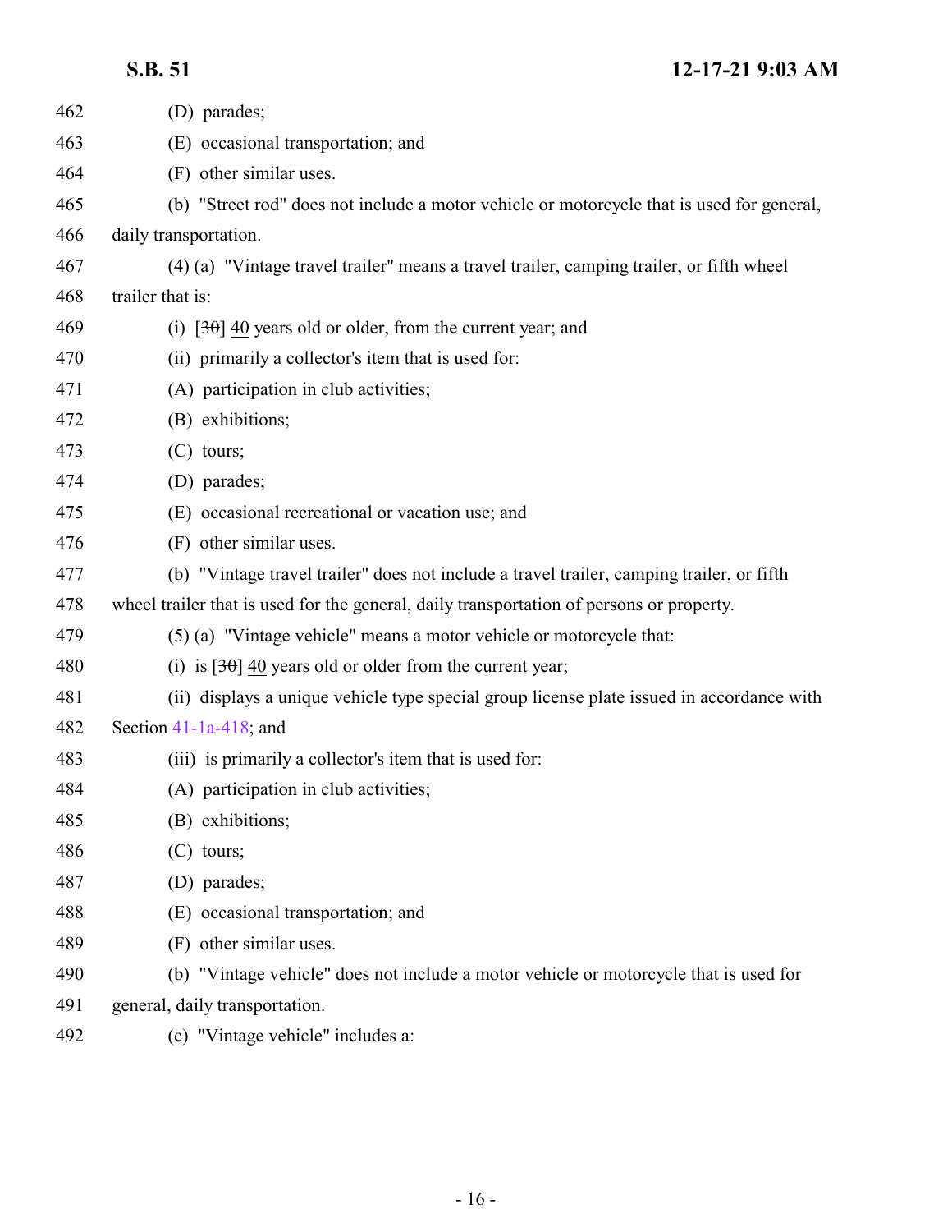462 (D) parades;

463 (E) occasional transportation; and

464 (F) other similar uses.

465 (b) "Street rod" does not include a motor vehicle or motorcycle that is used for general,

466 daily transportation.

467 (4) (a) "Vintage travel trailer" means a travel trailer, camping trailer, or fifth wheel

468 trailer that is:

469 (i) [~~30~~] <u>40</u> years old or older, from the current year; and

470 (ii) primarily a collector's item that is used for:

471 (A) participation in club activities;

472 (B) exhibitions;

473 (C) tours;

474 (D) parades;

475 (E) occasional recreational or vacation use; and

476 (F) other similar uses.

477 (b) "Vintage travel trailer" does not include a travel trailer, camping trailer, or fifth

478 wheel trailer that is used for the general, daily transportation of persons or property.

479 (5) (a) "Vintage vehicle" means a motor vehicle or motorcycle that:

480 (i) is [~~30~~] <u>40</u> years old or older from the current year;

481 (ii) displays a unique vehicle type special group license plate issued in accordance with

482 Section 41-1a-418; and

483 (iii) is primarily a collector's item that is used for:

484 (A) participation in club activities;

485 (B) exhibitions;

486 (C) tours;

487 (D) parades;

488 (E) occasional transportation; and

489 (F) other similar uses.

490 (b) "Vintage vehicle" does not include a motor vehicle or motorcycle that is used for

491 general, daily transportation.

492 (c) "Vintage vehicle" includes a: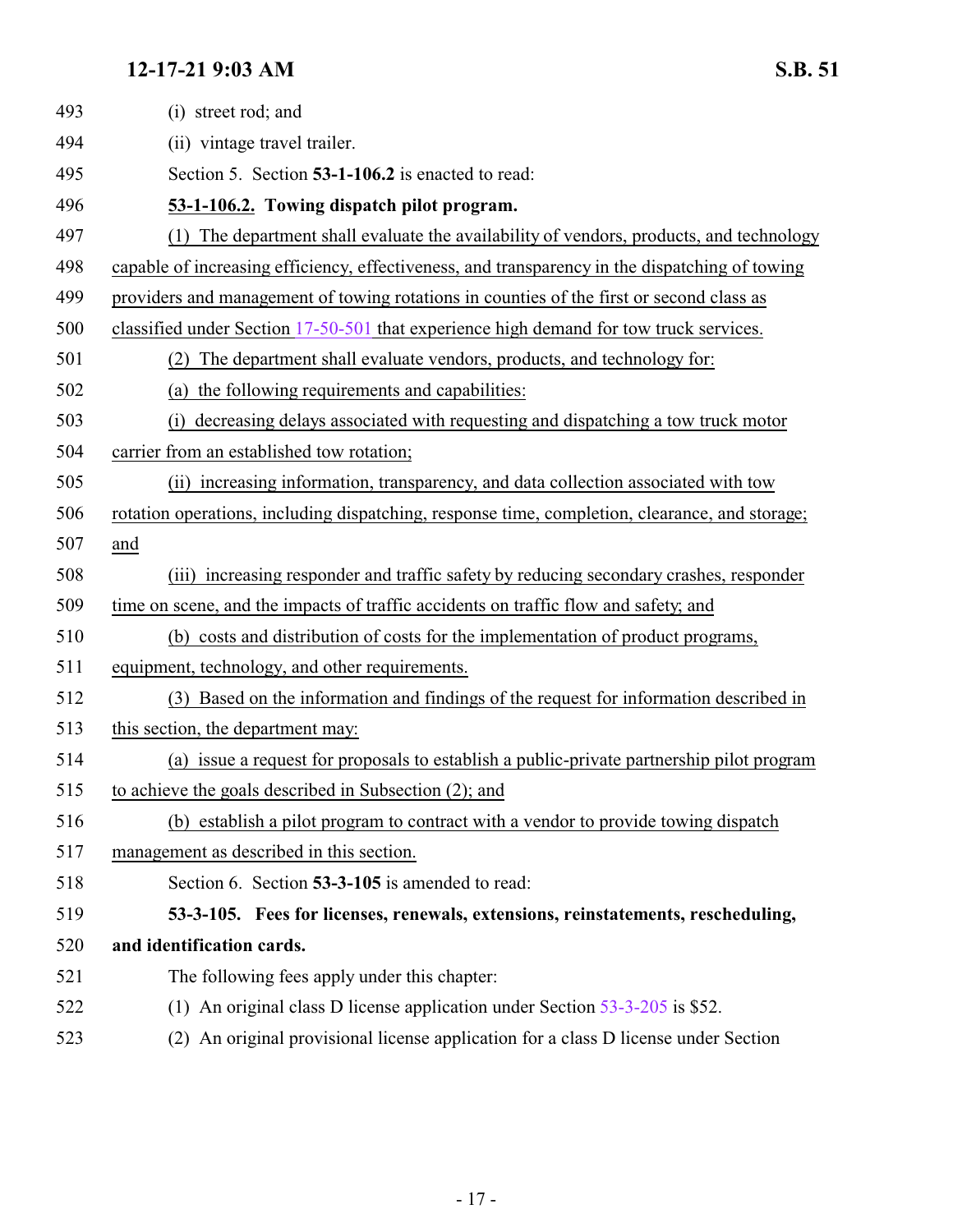(i) street rod; and

(ii) vintage travel trailer.

Section 5. Section **53-1-106.2** is enacted to read:

**53-1-106.2. Towing dispatch pilot program.**

(1) The department shall evaluate the availability of vendors, products, and technology capable of increasing efficiency, effectiveness, and transparency in the dispatching of towing providers and management of towing rotations in counties of the first or second class as classified under Section 17-50-501 that experience high demand for tow truck services.

(2) The department shall evaluate vendors, products, and technology for:

(a) the following requirements and capabilities:

(i) decreasing delays associated with requesting and dispatching a tow truck motor carrier from an established tow rotation;

(ii) increasing information, transparency, and data collection associated with tow rotation operations, including dispatching, response time, completion, clearance, and storage; and

(iii) increasing responder and traffic safety by reducing secondary crashes, responder time on scene, and the impacts of traffic accidents on traffic flow and safety; and

(b) costs and distribution of costs for the implementation of product programs, equipment, technology, and other requirements.

(3) Based on the information and findings of the request for information described in this section, the department may:

(a) issue a request for proposals to establish a public-private partnership pilot program to achieve the goals described in Subsection (2); and

(b) establish a pilot program to contract with a vendor to provide towing dispatch management as described in this section.

Section 6. Section **53-3-105** is amended to read:

**53-3-105. Fees for licenses, renewals, extensions, reinstatements, rescheduling, and identification cards.**

The following fees apply under this chapter:

(1) An original class D license application under Section 53-3-205 is $52.

(2) An original provisional license application for a class D license under Section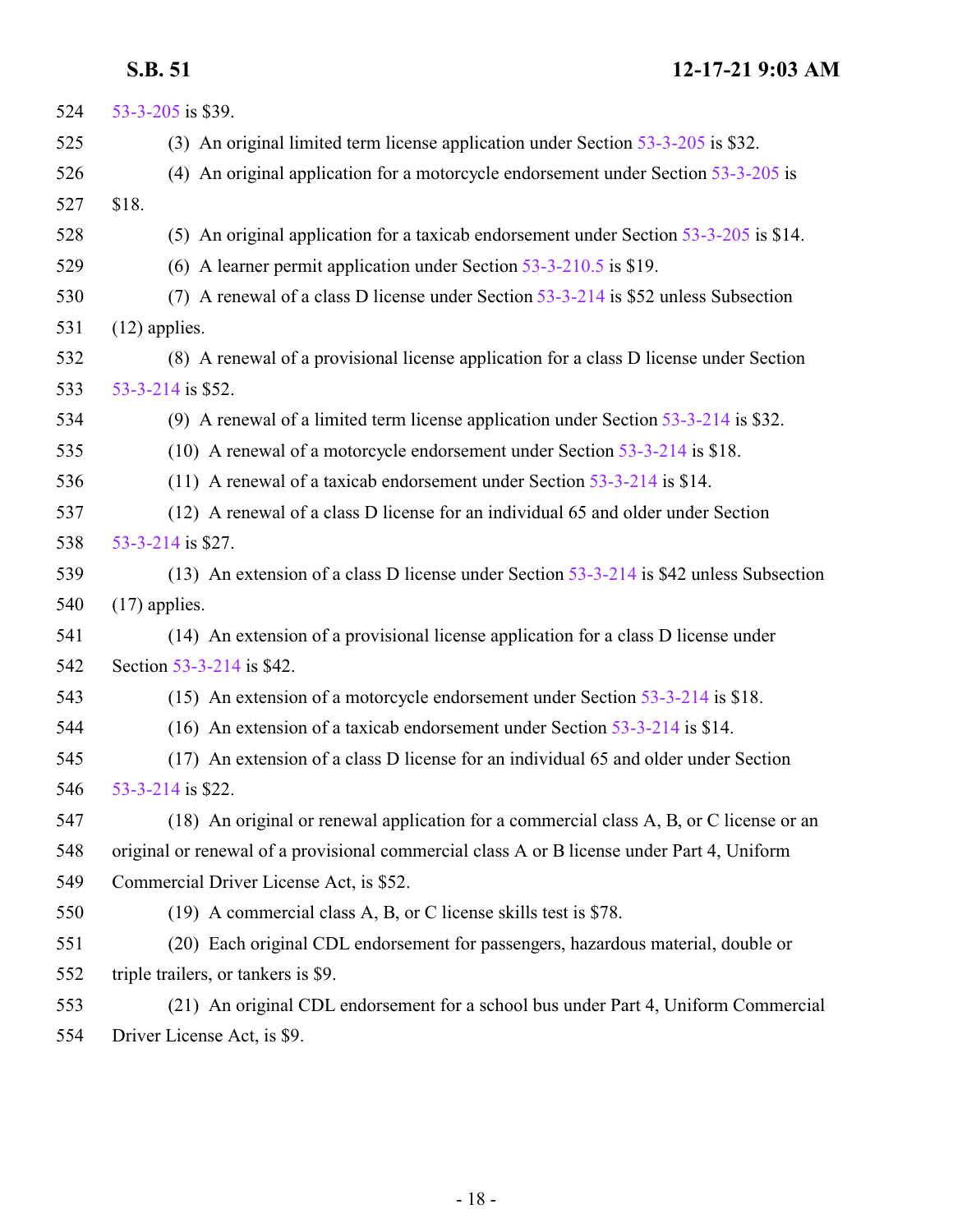53-3-205 is $39.

(3) An original limited term license application under Section 53-3-205 is $32.

(4) An original application for a motorcycle endorsement under Section 53-3-205 is $18.

(5) An original application for a taxicab endorsement under Section 53-3-205 is $14.

(6) A learner permit application under Section 53-3-210.5 is $19.

(7) A renewal of a class D license under Section 53-3-214 is $52 unless Subsection (12) applies.

(8) A renewal of a provisional license application for a class D license under Section 53-3-214 is $52.

(9) A renewal of a limited term license application under Section 53-3-214 is $32.

(10) A renewal of a motorcycle endorsement under Section 53-3-214 is $18.

(11) A renewal of a taxicab endorsement under Section 53-3-214 is $14.

(12) A renewal of a class D license for an individual 65 and older under Section 53-3-214 is $27.

(13) An extension of a class D license under Section 53-3-214 is $42 unless Subsection (17) applies.

(14) An extension of a provisional license application for a class D license under Section 53-3-214 is $42.

(15) An extension of a motorcycle endorsement under Section 53-3-214 is $18.

(16) An extension of a taxicab endorsement under Section 53-3-214 is $14.

(17) An extension of a class D license for an individual 65 and older under Section 53-3-214 is $22.

(18) An original or renewal application for a commercial class A, B, or C license or an original or renewal of a provisional commercial class A or B license under Part 4, Uniform Commercial Driver License Act, is $52.

(19) A commercial class A, B, or C license skills test is $78.

(20) Each original CDL endorsement for passengers, hazardous material, double or triple trailers, or tankers is $9.

(21) An original CDL endorsement for a school bus under Part 4, Uniform Commercial Driver License Act, is $9.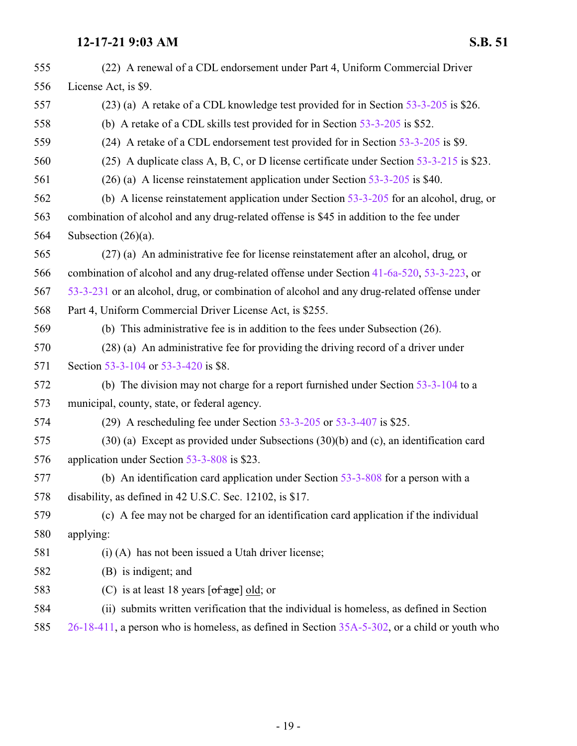555 (22) A renewal of a CDL endorsement under Part 4, Uniform Commercial Driver
556 License Act, is $9.
557 (23) (a) A retake of a CDL knowledge test provided for in Section 53-3-205 is $26.
558 (b) A retake of a CDL skills test provided for in Section 53-3-205 is $52.
559 (24) A retake of a CDL endorsement test provided for in Section 53-3-205 is $9.
560 (25) A duplicate class A, B, C, or D license certificate under Section 53-3-215 is $23.
561 (26) (a) A license reinstatement application under Section 53-3-205 is $40.
562 (b) A license reinstatement application under Section 53-3-205 for an alcohol, drug, or
563 combination of alcohol and any drug-related offense is $45 in addition to the fee under
564 Subsection (26)(a).
565 (27) (a) An administrative fee for license reinstatement after an alcohol, drug, or
566 combination of alcohol and any drug-related offense under Section 41-6a-520, 53-3-223, or
567 53-3-231 or an alcohol, drug, or combination of alcohol and any drug-related offense under
568 Part 4, Uniform Commercial Driver License Act, is $255.
569 (b) This administrative fee is in addition to the fees under Subsection (26).
570 (28) (a) An administrative fee for providing the driving record of a driver under
571 Section 53-3-104 or 53-3-420 is $8.
572 (b) The division may not charge for a report furnished under Section 53-3-104 to a
573 municipal, county, state, or federal agency.
574 (29) A rescheduling fee under Section 53-3-205 or 53-3-407 is $25.
575 (30) (a) Except as provided under Subsections (30)(b) and (c), an identification card
576 application under Section 53-3-808 is $23.
577 (b) An identification card application under Section 53-3-808 for a person with a
578 disability, as defined in 42 U.S.C. Sec. 12102, is $17.
579 (c) A fee may not be charged for an identification card application if the individual
580 applying:
581 (i) (A) has not been issued a Utah driver license;
582 (B) is indigent; and
583 (C) is at least 18 years [~~of age~~] old; or
584 (ii) submits written verification that the individual is homeless, as defined in Section
585 26-18-411, a person who is homeless, as defined in Section 35A-5-302, or a child or youth who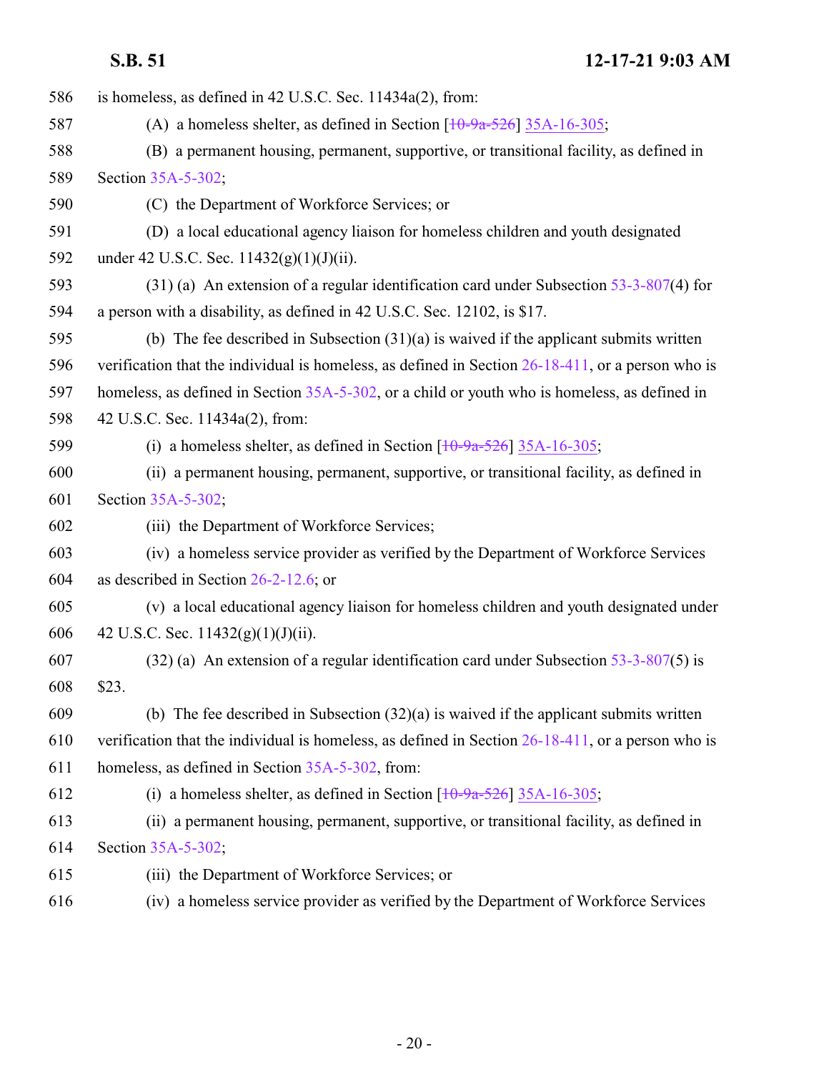586 is homeless, as defined in 42 U.S.C. Sec. 11434a(2), from:

587 (A) a homeless shelter, as defined in Section [~~10-9a-526~~] 35A-16-305;

588 (B) a permanent housing, permanent, supportive, or transitional facility, as defined in

589 Section 35A-5-302;

590 (C) the Department of Workforce Services; or

591 (D) a local educational agency liaison for homeless children and youth designated

592 under 42 U.S.C. Sec. 11432(g)(1)(J)(ii).

593 (31) (a) An extension of a regular identification card under Subsection 53-3-807(4) for

594 a person with a disability, as defined in 42 U.S.C. Sec. 12102, is $17.

595 (b) The fee described in Subsection (31)(a) is waived if the applicant submits written

596 verification that the individual is homeless, as defined in Section 26-18-411, or a person who is

597 homeless, as defined in Section 35A-5-302, or a child or youth who is homeless, as defined in

598 42 U.S.C. Sec. 11434a(2), from:

599 (i) a homeless shelter, as defined in Section [~~10-9a-526~~] 35A-16-305;

600 (ii) a permanent housing, permanent, supportive, or transitional facility, as defined in

601 Section 35A-5-302;

602 (iii) the Department of Workforce Services;

603 (iv) a homeless service provider as verified by the Department of Workforce Services

604 as described in Section 26-2-12.6; or

605 (v) a local educational agency liaison for homeless children and youth designated under

606 42 U.S.C. Sec. 11432(g)(1)(J)(ii).

607 (32) (a) An extension of a regular identification card under Subsection 53-3-807(5) is

608 $23.

609 (b) The fee described in Subsection (32)(a) is waived if the applicant submits written

610 verification that the individual is homeless, as defined in Section 26-18-411, or a person who is

611 homeless, as defined in Section 35A-5-302, from:

612 (i) a homeless shelter, as defined in Section [~~10-9a-526~~] 35A-16-305;

613 (ii) a permanent housing, permanent, supportive, or transitional facility, as defined in

614 Section 35A-5-302;

615 (iii) the Department of Workforce Services; or

616 (iv) a homeless service provider as verified by the Department of Workforce Services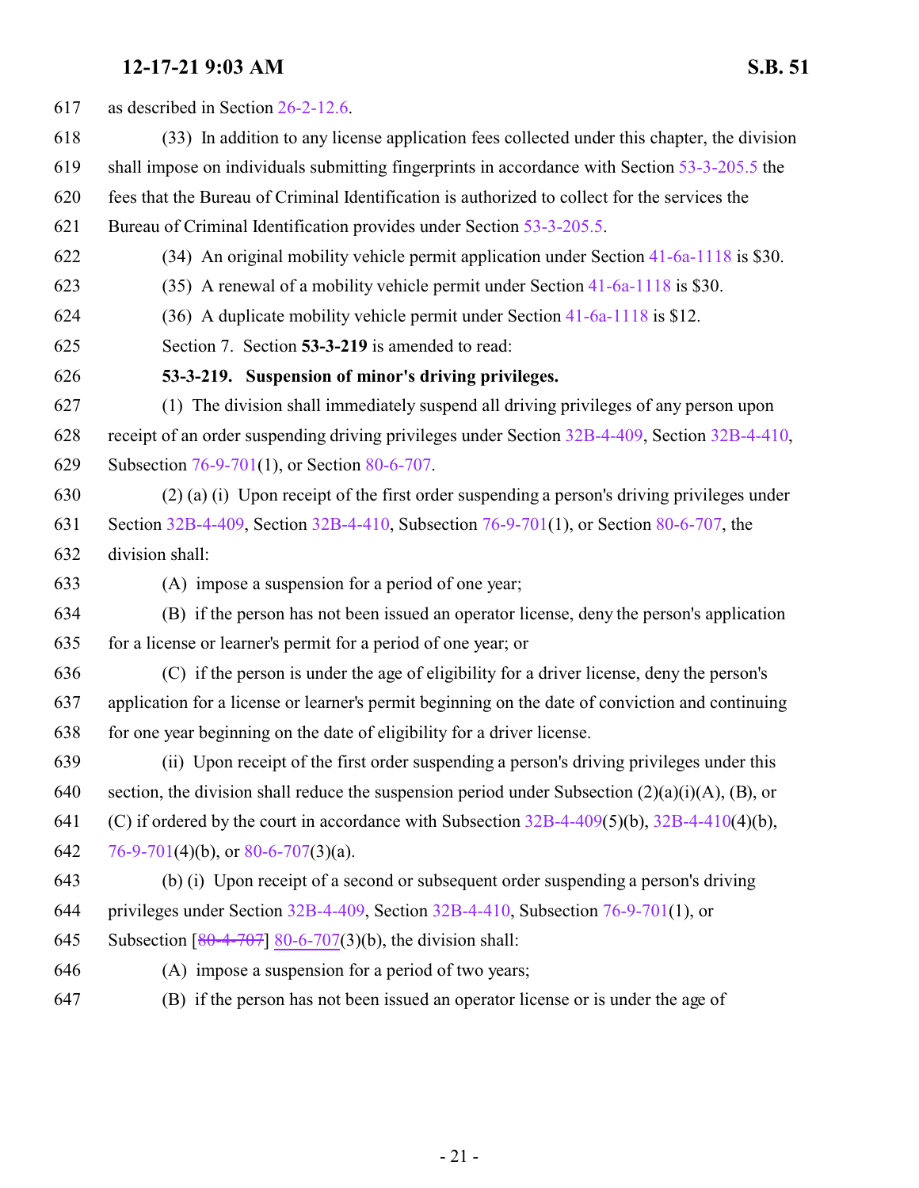as described in Section 26-2-12.6.

(33) In addition to any license application fees collected under this chapter, the division shall impose on individuals submitting fingerprints in accordance with Section 53-3-205.5 the fees that the Bureau of Criminal Identification is authorized to collect for the services the Bureau of Criminal Identification provides under Section 53-3-205.5.

(34) An original mobility vehicle permit application under Section 41-6a-1118 is $30.

(35) A renewal of a mobility vehicle permit under Section 41-6a-1118 is $30.

(36) A duplicate mobility vehicle permit under Section 41-6a-1118 is $12.

Section 7. Section **53-3-219** is amended to read:

**53-3-219. Suspension of minor's driving privileges.**

(1) The division shall immediately suspend all driving privileges of any person upon receipt of an order suspending driving privileges under Section 32B-4-409, Section 32B-4-410, Subsection 76-9-701(1), or Section 80-6-707.

(2) (a) (i) Upon receipt of the first order suspending a person's driving privileges under Section 32B-4-409, Section 32B-4-410, Subsection 76-9-701(1), or Section 80-6-707, the division shall:

(A) impose a suspension for a period of one year;

(B) if the person has not been issued an operator license, deny the person's application for a license or learner's permit for a period of one year; or

(C) if the person is under the age of eligibility for a driver license, deny the person's application for a license or learner's permit beginning on the date of conviction and continuing for one year beginning on the date of eligibility for a driver license.

(ii) Upon receipt of the first order suspending a person's driving privileges under this section, the division shall reduce the suspension period under Subsection (2)(a)(i)(A), (B), or (C) if ordered by the court in accordance with Subsection 32B-4-409(5)(b), 32B-4-410(4)(b), 76-9-701(4)(b), or 80-6-707(3)(a).

(b) (i) Upon receipt of a second or subsequent order suspending a person's driving privileges under Section 32B-4-409, Section 32B-4-410, Subsection 76-9-701(1), or Subsection [~~80-4-707~~] <u>80-6-707</u>(3)(b), the division shall:

(A) impose a suspension for a period of two years;

(B) if the person has not been issued an operator license or is under the age of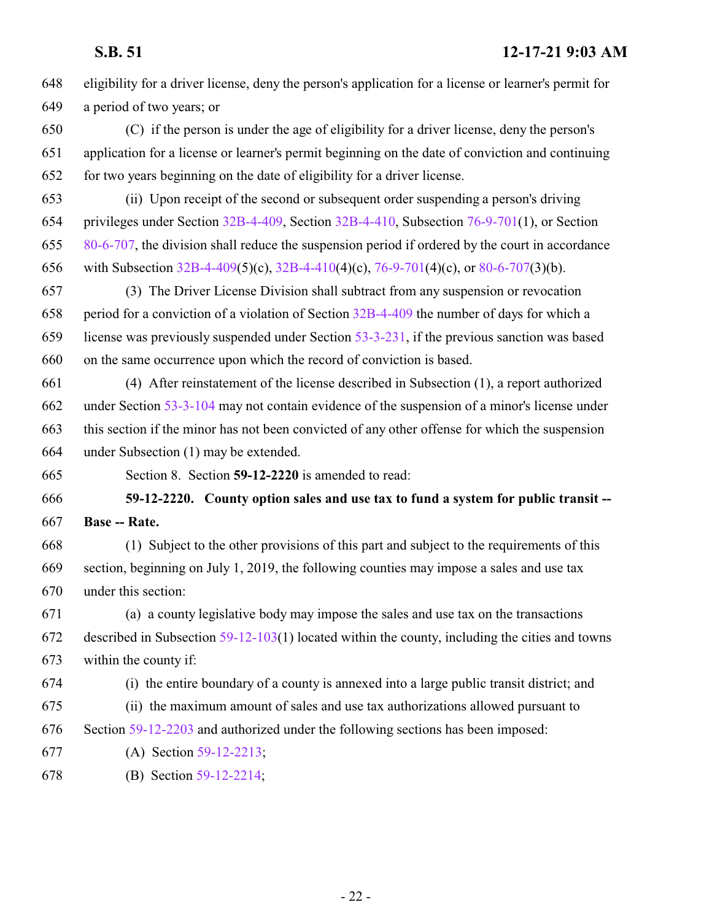eligibility for a driver license, deny the person's application for a license or learner's permit for a period of two years; or

(C) if the person is under the age of eligibility for a driver license, deny the person's application for a license or learner's permit beginning on the date of conviction and continuing for two years beginning on the date of eligibility for a driver license.

(ii) Upon receipt of the second or subsequent order suspending a person's driving privileges under Section 32B-4-409, Section 32B-4-410, Subsection 76-9-701(1), or Section 80-6-707, the division shall reduce the suspension period if ordered by the court in accordance with Subsection 32B-4-409(5)(c), 32B-4-410(4)(c), 76-9-701(4)(c), or 80-6-707(3)(b).

(3) The Driver License Division shall subtract from any suspension or revocation period for a conviction of a violation of Section 32B-4-409 the number of days for which a license was previously suspended under Section 53-3-231, if the previous sanction was based on the same occurrence upon which the record of conviction is based.

(4) After reinstatement of the license described in Subsection (1), a report authorized under Section 53-3-104 may not contain evidence of the suspension of a minor's license under this section if the minor has not been convicted of any other offense for which the suspension under Subsection (1) may be extended.

Section 8. Section **59-12-2220** is amended to read:

**59-12-2220. County option sales and use tax to fund a system for public transit -- Base -- Rate.**

(1) Subject to the other provisions of this part and subject to the requirements of this section, beginning on July 1, 2019, the following counties may impose a sales and use tax under this section:

(a) a county legislative body may impose the sales and use tax on the transactions described in Subsection 59-12-103(1) located within the county, including the cities and towns within the county if:

(i) the entire boundary of a county is annexed into a large public transit district; and

(ii) the maximum amount of sales and use tax authorizations allowed pursuant to Section 59-12-2203 and authorized under the following sections has been imposed:

(A) Section 59-12-2213;

(B) Section 59-12-2214;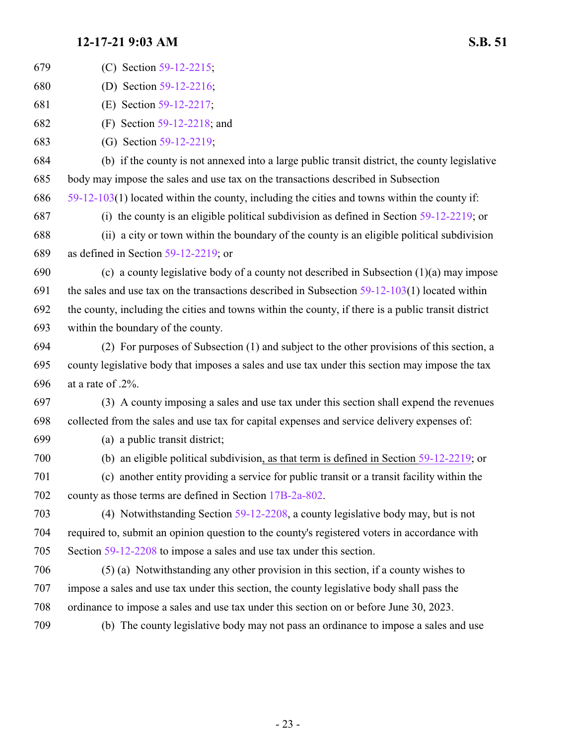(C) Section 59-12-2215;

(D) Section 59-12-2216;

(E) Section 59-12-2217;

(F) Section 59-12-2218; and

(G) Section 59-12-2219;

(b) if the county is not annexed into a large public transit district, the county legislative body may impose the sales and use tax on the transactions described in Subsection 59-12-103(1) located within the county, including the cities and towns within the county if:

(i) the county is an eligible political subdivision as defined in Section 59-12-2219; or

(ii) a city or town within the boundary of the county is an eligible political subdivision as defined in Section 59-12-2219; or

(c) a county legislative body of a county not described in Subsection (1)(a) may impose the sales and use tax on the transactions described in Subsection 59-12-103(1) located within the county, including the cities and towns within the county, if there is a public transit district within the boundary of the county.

(2) For purposes of Subsection (1) and subject to the other provisions of this section, a county legislative body that imposes a sales and use tax under this section may impose the tax at a rate of .2%.

(3) A county imposing a sales and use tax under this section shall expend the revenues collected from the sales and use tax for capital expenses and service delivery expenses of:

(a) a public transit district;

(b) an eligible political subdivision<u>, as that term is defined in Section 59-12-2219</u>; or

(c) another entity providing a service for public transit or a transit facility within the county as those terms are defined in Section 17B-2a-802.

(4) Notwithstanding Section 59-12-2208, a county legislative body may, but is not required to, submit an opinion question to the county's registered voters in accordance with Section 59-12-2208 to impose a sales and use tax under this section.

(5) (a) Notwithstanding any other provision in this section, if a county wishes to impose a sales and use tax under this section, the county legislative body shall pass the ordinance to impose a sales and use tax under this section on or before June 30, 2023.

(b) The county legislative body may not pass an ordinance to impose a sales and use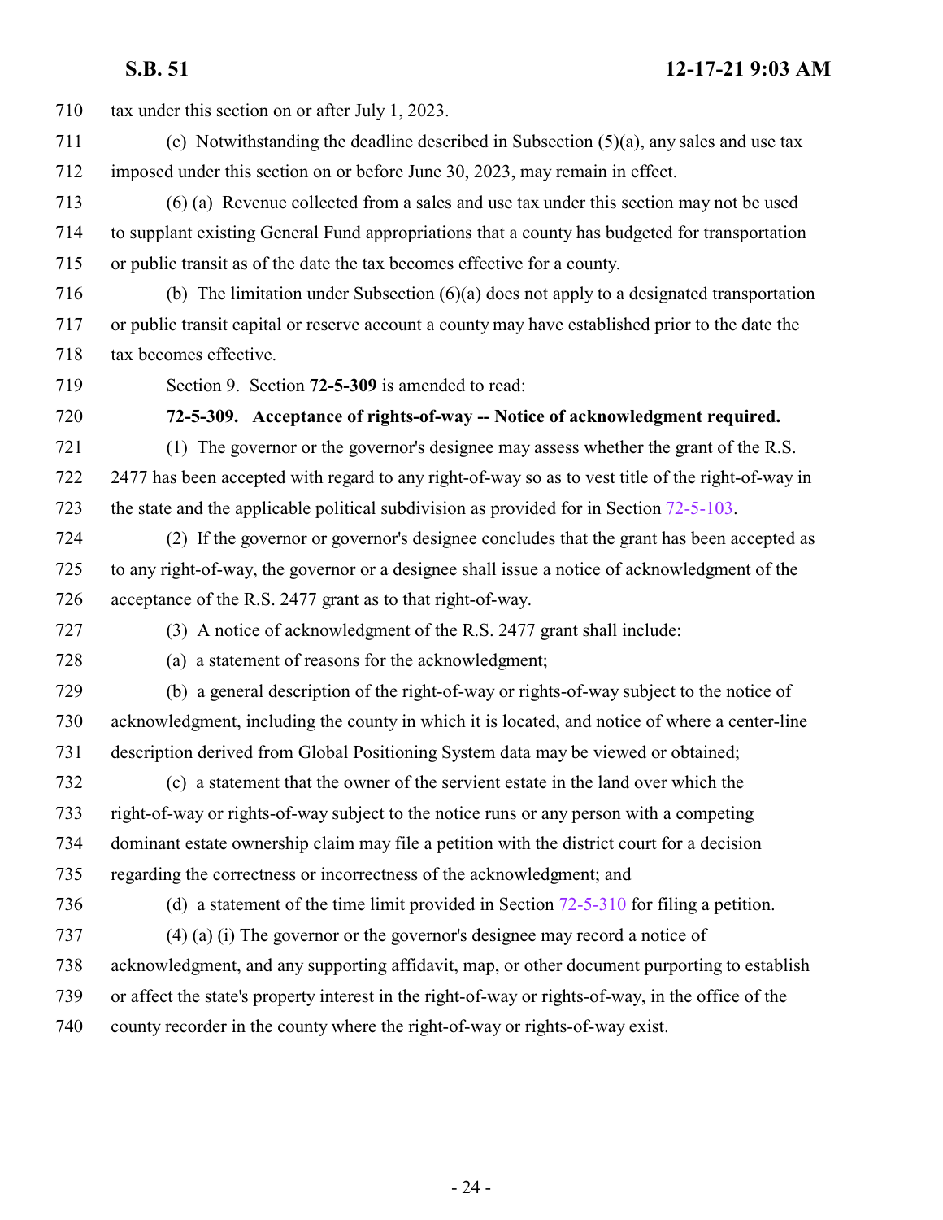tax under this section on or after July 1, 2023.

(c) Notwithstanding the deadline described in Subsection (5)(a), any sales and use tax imposed under this section on or before June 30, 2023, may remain in effect.

(6) (a) Revenue collected from a sales and use tax under this section may not be used to supplant existing General Fund appropriations that a county has budgeted for transportation or public transit as of the date the tax becomes effective for a county.

(b) The limitation under Subsection (6)(a) does not apply to a designated transportation or public transit capital or reserve account a county may have established prior to the date the tax becomes effective.

Section 9. Section **72-5-309** is amended to read:

**72-5-309. Acceptance of rights-of-way -- Notice of acknowledgment required.**

(1) The governor or the governor's designee may assess whether the grant of the R.S. 2477 has been accepted with regard to any right-of-way so as to vest title of the right-of-way in the state and the applicable political subdivision as provided for in Section 72-5-103.

(2) If the governor or governor's designee concludes that the grant has been accepted as to any right-of-way, the governor or a designee shall issue a notice of acknowledgment of the acceptance of the R.S. 2477 grant as to that right-of-way.

(3) A notice of acknowledgment of the R.S. 2477 grant shall include:

(a) a statement of reasons for the acknowledgment;

(b) a general description of the right-of-way or rights-of-way subject to the notice of acknowledgment, including the county in which it is located, and notice of where a center-line description derived from Global Positioning System data may be viewed or obtained;

(c) a statement that the owner of the servient estate in the land over which the right-of-way or rights-of-way subject to the notice runs or any person with a competing dominant estate ownership claim may file a petition with the district court for a decision regarding the correctness or incorrectness of the acknowledgment; and

(d) a statement of the time limit provided in Section 72-5-310 for filing a petition.

(4) (a) (i) The governor or the governor's designee may record a notice of acknowledgment, and any supporting affidavit, map, or other document purporting to establish or affect the state's property interest in the right-of-way or rights-of-way, in the office of the county recorder in the county where the right-of-way or rights-of-way exist.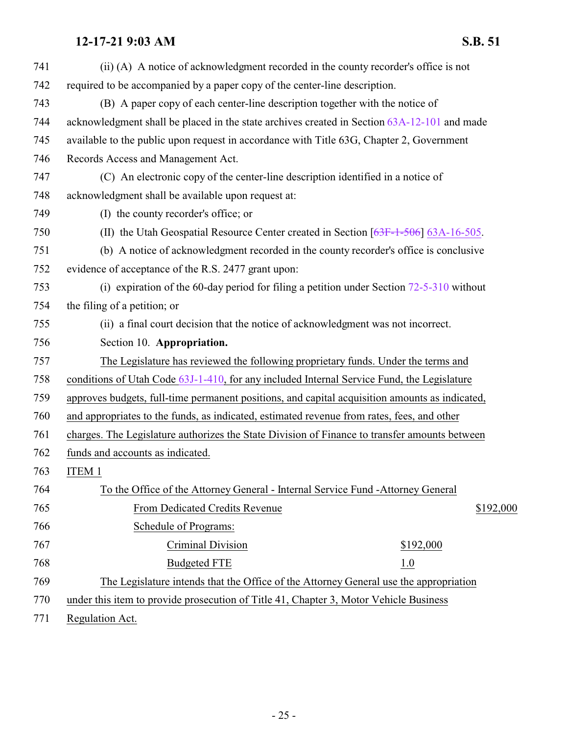(ii) (A) A notice of acknowledgment recorded in the county recorder's office is not required to be accompanied by a paper copy of the center-line description.

(B) A paper copy of each center-line description together with the notice of acknowledgment shall be placed in the state archives created in Section 63A-12-101 and made available to the public upon request in accordance with Title 63G, Chapter 2, Government Records Access and Management Act.

(C) An electronic copy of the center-line description identified in a notice of acknowledgment shall be available upon request at:

(I) the county recorder's office; or

(II) the Utah Geospatial Resource Center created in Section [~~63F-1-506~~] 63A-16-505.

(b) A notice of acknowledgment recorded in the county recorder's office is conclusive evidence of acceptance of the R.S. 2477 grant upon:

(i) expiration of the 60-day period for filing a petition under Section 72-5-310 without the filing of a petition; or

(ii) a final court decision that the notice of acknowledgment was not incorrect.

Section 10. **Appropriation.**

The Legislature has reviewed the following proprietary funds. Under the terms and conditions of Utah Code 63J-1-410, for any included Internal Service Fund, the Legislature approves budgets, full-time permanent positions, and capital acquisition amounts as indicated, and appropriates to the funds, as indicated, estimated revenue from rates, fees, and other charges. The Legislature authorizes the State Division of Finance to transfer amounts between funds and accounts as indicated.

ITEM 1

To the Office of the Attorney General - Internal Service Fund -Attorney General

| | | |
|---|---|---|
| From Dedicated Credits Revenue | | $192,000 |
| Schedule of Programs: | | |
| Criminal Division | $192,000 | |
| Budgeted FTE | 1.0 | |

The Legislature intends that the Office of the Attorney General use the appropriation under this item to provide prosecution of Title 41, Chapter 3, Motor Vehicle Business Regulation Act.